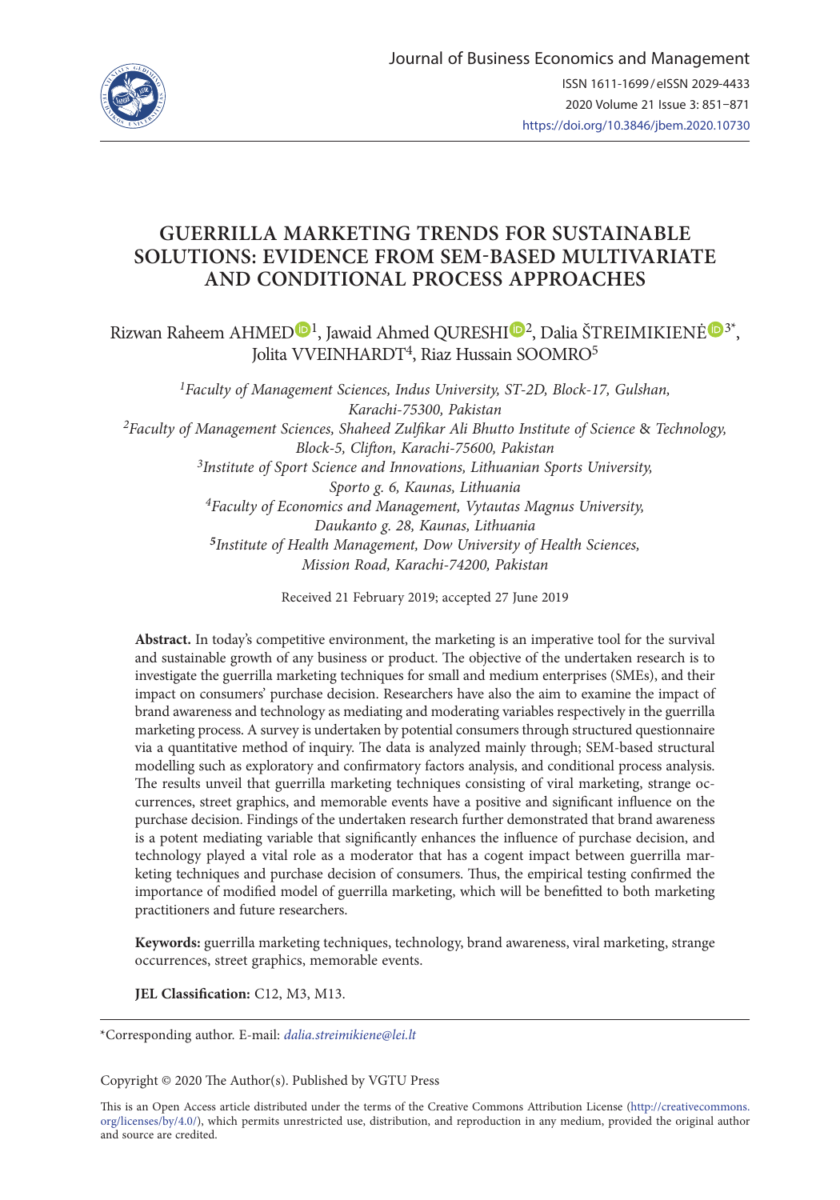Journal of Business Economics and Management

ISSN 1611-1699 / eISSN 2029-4433

2020 Volume 21 Issue 3: 851–871

https://doi.org/10.3846/jbem.2020.10730

# GUERRILLA MARKETING TRENDS FOR SUSTAINABLE SOLUTIONS: EVIDENCE FROM SEM-BASED MULTIVARIATE AND CONDITIONAL PROCESS APPROACHES

Rizwan Raheem AHMED[1], Jawaid Ahmed QURESHI[2], Dalia ŠTREIMIKIENĖ[3*], Jolita VVEINHARDT[4], Riaz Hussain SOOMRO[5]

[1]*Faculty of Management Sciences, Indus University, ST-2D, Block-17, Gulshan, Karachi-75300, Pakistan*
[2]*Faculty of Management Sciences, Shaheed Zulfikar Ali Bhutto Institute of Science & Technology, Block-5, Clifton, Karachi-75600, Pakistan*
[3]*Institute of Sport Science and Innovations, Lithuanian Sports University, Sporto g. 6, Kaunas, Lithuania*
[4]*Faculty of Economics and Management, Vytautas Magnus University, Daukanto g. 28, Kaunas, Lithuania*
[5]*Institute of Health Management, Dow University of Health Sciences, Mission Road, Karachi-74200, Pakistan*

Received 21 February 2019; accepted 27 June 2019

**Abstract.** In today's competitive environment, the marketing is an imperative tool for the survival and sustainable growth of any business or product. The objective of the undertaken research is to investigate the guerrilla marketing techniques for small and medium enterprises (SMEs), and their impact on consumers' purchase decision. Researchers have also the aim to examine the impact of brand awareness and technology as mediating and moderating variables respectively in the guerrilla marketing process. A survey is undertaken by potential consumers through structured questionnaire via a quantitative method of inquiry. The data is analyzed mainly through; SEM-based structural modelling such as exploratory and confirmatory factors analysis, and conditional process analysis. The results unveil that guerrilla marketing techniques consisting of viral marketing, strange occurrences, street graphics, and memorable events have a positive and significant influence on the purchase decision. Findings of the undertaken research further demonstrated that brand awareness is a potent mediating variable that significantly enhances the influence of purchase decision, and technology played a vital role as a moderator that has a cogent impact between guerrilla marketing techniques and purchase decision of consumers. Thus, the empirical testing confirmed the importance of modified model of guerrilla marketing, which will be benefitted to both marketing practitioners and future researchers.

**Keywords:** guerrilla marketing techniques, technology, brand awareness, viral marketing, strange occurrences, street graphics, memorable events.

**JEL Classification:** C12, M3, M13.

*Corresponding author. E-mail: *dalia.streimikiene@lei.lt*

Copyright © 2020 The Author(s). Published by VGTU Press

This is an Open Access article distributed under the terms of the Creative Commons Attribution License (http://creativecommons.org/licenses/by/4.0/), which permits unrestricted use, distribution, and reproduction in any medium, provided the original author and source are credited.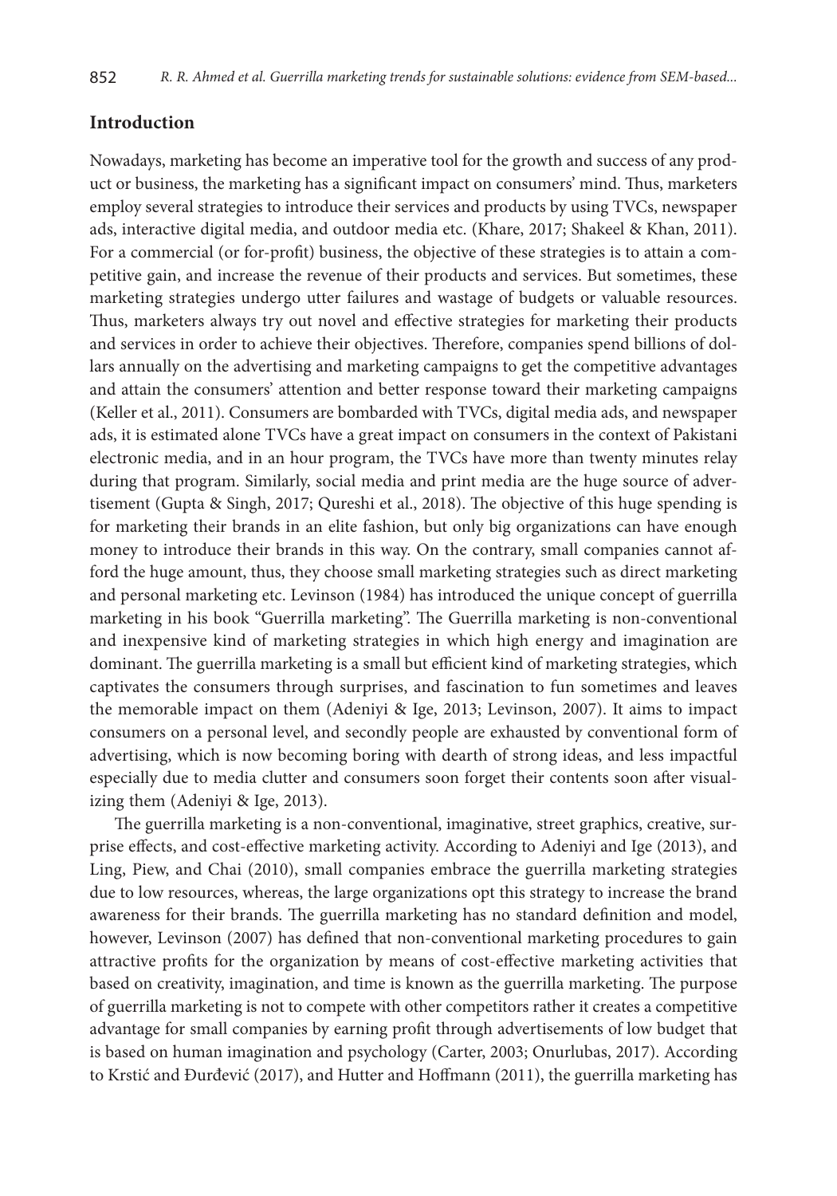## Introduction

Nowadays, marketing has become an imperative tool for the growth and success of any product or business, the marketing has a significant impact on consumers' mind. Thus, marketers employ several strategies to introduce their services and products by using TVCs, newspaper ads, interactive digital media, and outdoor media etc. (Khare, 2017; Shakeel & Khan, 2011). For a commercial (or for-profit) business, the objective of these strategies is to attain a competitive gain, and increase the revenue of their products and services. But sometimes, these marketing strategies undergo utter failures and wastage of budgets or valuable resources. Thus, marketers always try out novel and effective strategies for marketing their products and services in order to achieve their objectives. Therefore, companies spend billions of dollars annually on the advertising and marketing campaigns to get the competitive advantages and attain the consumers' attention and better response toward their marketing campaigns (Keller et al., 2011). Consumers are bombarded with TVCs, digital media ads, and newspaper ads, it is estimated alone TVCs have a great impact on consumers in the context of Pakistani electronic media, and in an hour program, the TVCs have more than twenty minutes relay during that program. Similarly, social media and print media are the huge source of advertisement (Gupta & Singh, 2017; Qureshi et al., 2018). The objective of this huge spending is for marketing their brands in an elite fashion, but only big organizations can have enough money to introduce their brands in this way. On the contrary, small companies cannot afford the huge amount, thus, they choose small marketing strategies such as direct marketing and personal marketing etc. Levinson (1984) has introduced the unique concept of guerrilla marketing in his book "Guerrilla marketing". The Guerrilla marketing is non-conventional and inexpensive kind of marketing strategies in which high energy and imagination are dominant. The guerrilla marketing is a small but efficient kind of marketing strategies, which captivates the consumers through surprises, and fascination to fun sometimes and leaves the memorable impact on them (Adeniyi & Ige, 2013; Levinson, 2007). It aims to impact consumers on a personal level, and secondly people are exhausted by conventional form of advertising, which is now becoming boring with dearth of strong ideas, and less impactful especially due to media clutter and consumers soon forget their contents soon after visualizing them (Adeniyi & Ige, 2013).

The guerrilla marketing is a non-conventional, imaginative, street graphics, creative, surprise effects, and cost-effective marketing activity. According to Adeniyi and Ige (2013), and Ling, Piew, and Chai (2010), small companies embrace the guerrilla marketing strategies due to low resources, whereas, the large organizations opt this strategy to increase the brand awareness for their brands. The guerrilla marketing has no standard definition and model, however, Levinson (2007) has defined that non-conventional marketing procedures to gain attractive profits for the organization by means of cost-effective marketing activities that based on creativity, imagination, and time is known as the guerrilla marketing. The purpose of guerrilla marketing is not to compete with other competitors rather it creates a competitive advantage for small companies by earning profit through advertisements of low budget that is based on human imagination and psychology (Carter, 2003; Onurlubas, 2017). According to Krstić and Đurđević (2017), and Hutter and Hoffmann (2011), the guerrilla marketing has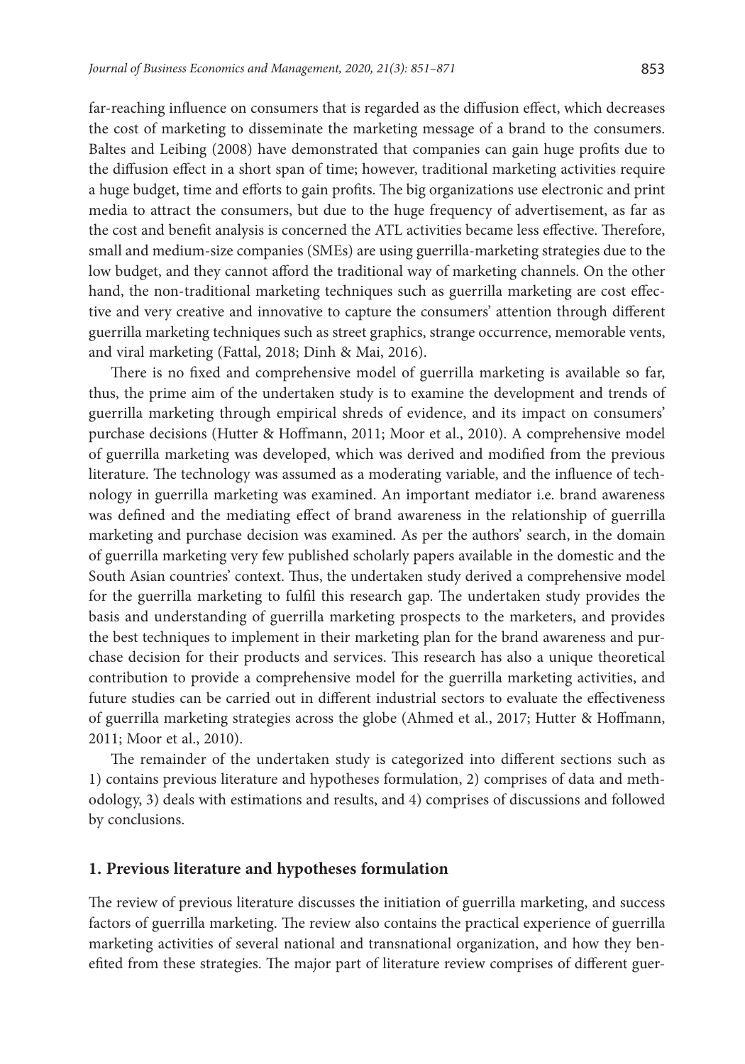far-reaching influence on consumers that is regarded as the diffusion effect, which decreases the cost of marketing to disseminate the marketing message of a brand to the consumers. Baltes and Leibing (2008) have demonstrated that companies can gain huge profits due to the diffusion effect in a short span of time; however, traditional marketing activities require a huge budget, time and efforts to gain profits. The big organizations use electronic and print media to attract the consumers, but due to the huge frequency of advertisement, as far as the cost and benefit analysis is concerned the ATL activities became less effective. Therefore, small and medium-size companies (SMEs) are using guerrilla-marketing strategies due to the low budget, and they cannot afford the traditional way of marketing channels. On the other hand, the non-traditional marketing techniques such as guerrilla marketing are cost effective and very creative and innovative to capture the consumers' attention through different guerrilla marketing techniques such as street graphics, strange occurrence, memorable vents, and viral marketing (Fattal, 2018; Dinh & Mai, 2016).

There is no fixed and comprehensive model of guerrilla marketing is available so far, thus, the prime aim of the undertaken study is to examine the development and trends of guerrilla marketing through empirical shreds of evidence, and its impact on consumers' purchase decisions (Hutter & Hoffmann, 2011; Moor et al., 2010). A comprehensive model of guerrilla marketing was developed, which was derived and modified from the previous literature. The technology was assumed as a moderating variable, and the influence of technology in guerrilla marketing was examined. An important mediator i.e. brand awareness was defined and the mediating effect of brand awareness in the relationship of guerrilla marketing and purchase decision was examined. As per the authors' search, in the domain of guerrilla marketing very few published scholarly papers available in the domestic and the South Asian countries' context. Thus, the undertaken study derived a comprehensive model for the guerrilla marketing to fulfil this research gap. The undertaken study provides the basis and understanding of guerrilla marketing prospects to the marketers, and provides the best techniques to implement in their marketing plan for the brand awareness and purchase decision for their products and services. This research has also a unique theoretical contribution to provide a comprehensive model for the guerrilla marketing activities, and future studies can be carried out in different industrial sectors to evaluate the effectiveness of guerrilla marketing strategies across the globe (Ahmed et al., 2017; Hutter & Hoffmann, 2011; Moor et al., 2010).

The remainder of the undertaken study is categorized into different sections such as 1) contains previous literature and hypotheses formulation, 2) comprises of data and methodology, 3) deals with estimations and results, and 4) comprises of discussions and followed by conclusions.

## 1. Previous literature and hypotheses formulation

The review of previous literature discusses the initiation of guerrilla marketing, and success factors of guerrilla marketing. The review also contains the practical experience of guerrilla marketing activities of several national and transnational organization, and how they benefited from these strategies. The major part of literature review comprises of different guer-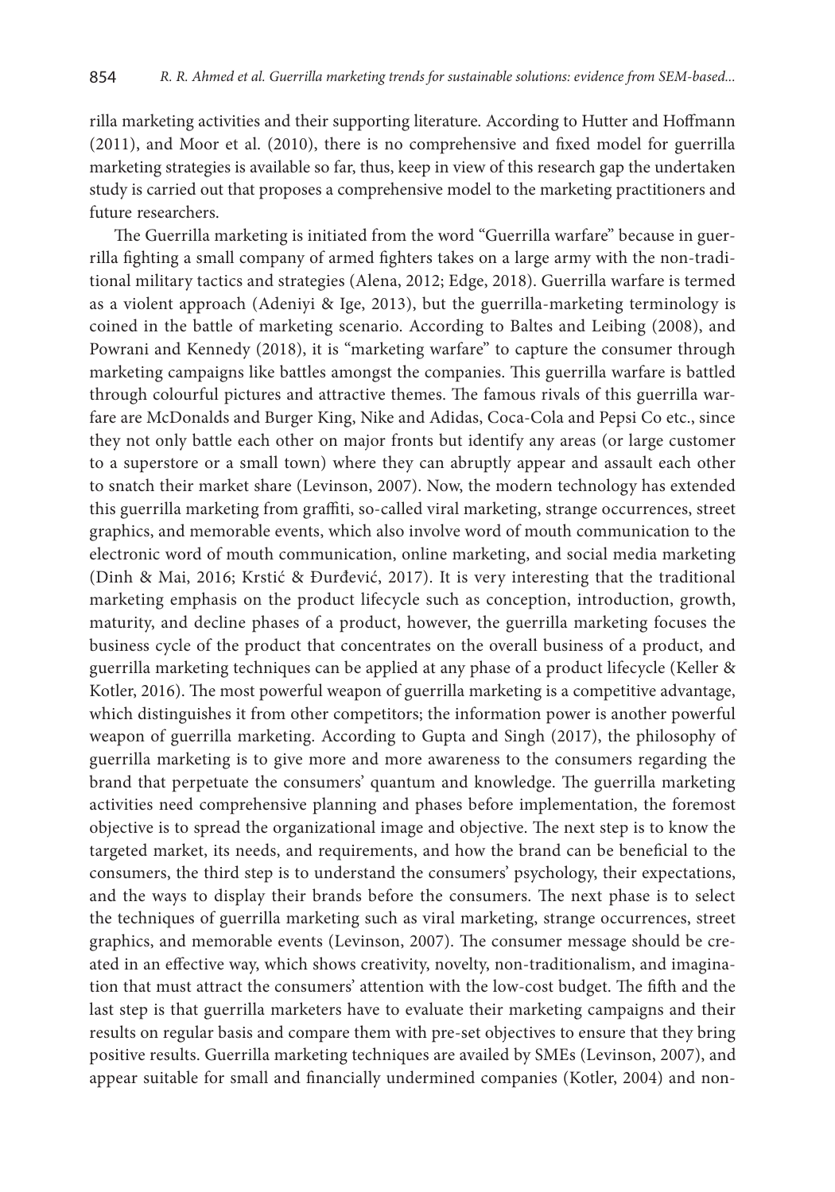rilla marketing activities and their supporting literature. According to Hutter and Hoffmann (2011), and Moor et al. (2010), there is no comprehensive and fixed model for guerrilla marketing strategies is available so far, thus, keep in view of this research gap the undertaken study is carried out that proposes a comprehensive model to the marketing practitioners and future researchers.

The Guerrilla marketing is initiated from the word "Guerrilla warfare" because in guerrilla fighting a small company of armed fighters takes on a large army with the non-traditional military tactics and strategies (Alena, 2012; Edge, 2018). Guerrilla warfare is termed as a violent approach (Adeniyi & Ige, 2013), but the guerrilla-marketing terminology is coined in the battle of marketing scenario. According to Baltes and Leibing (2008), and Powrani and Kennedy (2018), it is "marketing warfare" to capture the consumer through marketing campaigns like battles amongst the companies. This guerrilla warfare is battled through colourful pictures and attractive themes. The famous rivals of this guerrilla warfare are McDonalds and Burger King, Nike and Adidas, Coca-Cola and Pepsi Co etc., since they not only battle each other on major fronts but identify any areas (or large customer to a superstore or a small town) where they can abruptly appear and assault each other to snatch their market share (Levinson, 2007). Now, the modern technology has extended this guerrilla marketing from graffiti, so-called viral marketing, strange occurrences, street graphics, and memorable events, which also involve word of mouth communication to the electronic word of mouth communication, online marketing, and social media marketing (Dinh & Mai, 2016; Krstić & Đurđević, 2017). It is very interesting that the traditional marketing emphasis on the product lifecycle such as conception, introduction, growth, maturity, and decline phases of a product, however, the guerrilla marketing focuses the business cycle of the product that concentrates on the overall business of a product, and guerrilla marketing techniques can be applied at any phase of a product lifecycle (Keller & Kotler, 2016). The most powerful weapon of guerrilla marketing is a competitive advantage, which distinguishes it from other competitors; the information power is another powerful weapon of guerrilla marketing. According to Gupta and Singh (2017), the philosophy of guerrilla marketing is to give more and more awareness to the consumers regarding the brand that perpetuate the consumers' quantum and knowledge. The guerrilla marketing activities need comprehensive planning and phases before implementation, the foremost objective is to spread the organizational image and objective. The next step is to know the targeted market, its needs, and requirements, and how the brand can be beneficial to the consumers, the third step is to understand the consumers' psychology, their expectations, and the ways to display their brands before the consumers. The next phase is to select the techniques of guerrilla marketing such as viral marketing, strange occurrences, street graphics, and memorable events (Levinson, 2007). The consumer message should be created in an effective way, which shows creativity, novelty, non-traditionalism, and imagination that must attract the consumers' attention with the low-cost budget. The fifth and the last step is that guerrilla marketers have to evaluate their marketing campaigns and their results on regular basis and compare them with pre-set objectives to ensure that they bring positive results. Guerrilla marketing techniques are availed by SMEs (Levinson, 2007), and appear suitable for small and financially undermined companies (Kotler, 2004) and non-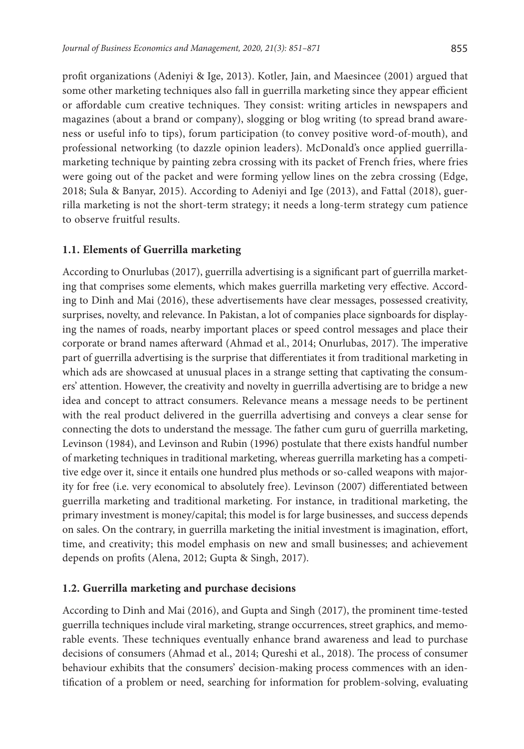profit organizations (Adeniyi & Ige, 2013). Kotler, Jain, and Maesincee (2001) argued that some other marketing techniques also fall in guerrilla marketing since they appear efficient or affordable cum creative techniques. They consist: writing articles in newspapers and magazines (about a brand or company), slogging or blog writing (to spread brand awareness or useful info to tips), forum participation (to convey positive word-of-mouth), and professional networking (to dazzle opinion leaders). McDonald's once applied guerrilla-marketing technique by painting zebra crossing with its packet of French fries, where fries were going out of the packet and were forming yellow lines on the zebra crossing (Edge, 2018; Sula & Banyar, 2015). According to Adeniyi and Ige (2013), and Fattal (2018), guerrilla marketing is not the short-term strategy; it needs a long-term strategy cum patience to observe fruitful results.

### 1.1. Elements of Guerrilla marketing

According to Onurlubas (2017), guerrilla advertising is a significant part of guerrilla marketing that comprises some elements, which makes guerrilla marketing very effective. According to Dinh and Mai (2016), these advertisements have clear messages, possessed creativity, surprises, novelty, and relevance. In Pakistan, a lot of companies place signboards for displaying the names of roads, nearby important places or speed control messages and place their corporate or brand names afterward (Ahmad et al., 2014; Onurlubas, 2017). The imperative part of guerrilla advertising is the surprise that differentiates it from traditional marketing in which ads are showcased at unusual places in a strange setting that captivating the consumers' attention. However, the creativity and novelty in guerrilla advertising are to bridge a new idea and concept to attract consumers. Relevance means a message needs to be pertinent with the real product delivered in the guerrilla advertising and conveys a clear sense for connecting the dots to understand the message. The father cum guru of guerrilla marketing, Levinson (1984), and Levinson and Rubin (1996) postulate that there exists handful number of marketing techniques in traditional marketing, whereas guerrilla marketing has a competitive edge over it, since it entails one hundred plus methods or so-called weapons with majority for free (i.e. very economical to absolutely free). Levinson (2007) differentiated between guerrilla marketing and traditional marketing. For instance, in traditional marketing, the primary investment is money/capital; this model is for large businesses, and success depends on sales. On the contrary, in guerrilla marketing the initial investment is imagination, effort, time, and creativity; this model emphasis on new and small businesses; and achievement depends on profits (Alena, 2012; Gupta & Singh, 2017).

### 1.2. Guerrilla marketing and purchase decisions

According to Dinh and Mai (2016), and Gupta and Singh (2017), the prominent time-tested guerrilla techniques include viral marketing, strange occurrences, street graphics, and memorable events. These techniques eventually enhance brand awareness and lead to purchase decisions of consumers (Ahmad et al., 2014; Qureshi et al., 2018). The process of consumer behaviour exhibits that the consumers' decision-making process commences with an identification of a problem or need, searching for information for problem-solving, evaluating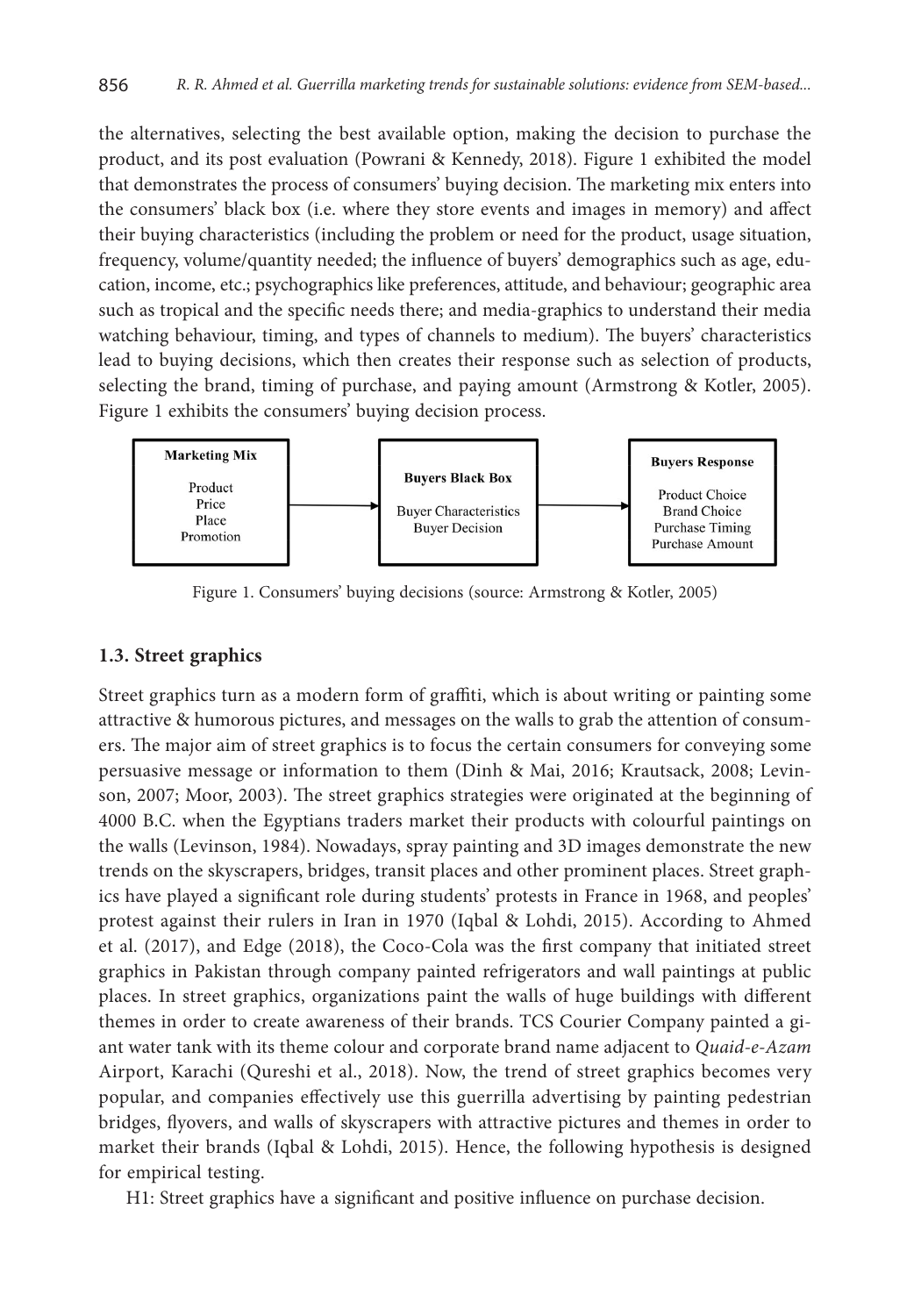the alternatives, selecting the best available option, making the decision to purchase the product, and its post evaluation (Powrani & Kennedy, 2018). Figure 1 exhibited the model that demonstrates the process of consumers' buying decision. The marketing mix enters into the consumers' black box (i.e. where they store events and images in memory) and affect their buying characteristics (including the problem or need for the product, usage situation, frequency, volume/quantity needed; the influence of buyers' demographics such as age, education, income, etc.; psychographics like preferences, attitude, and behaviour; geographic area such as tropical and the specific needs there; and media-graphics to understand their media watching behaviour, timing, and types of channels to medium). The buyers' characteristics lead to buying decisions, which then creates their response such as selection of products, selecting the brand, timing of purchase, and paying amount (Armstrong & Kotler, 2005). Figure 1 exhibits the consumers' buying decision process.

| Marketing Mix | → | Buyers Black Box | → | Buyers Response |
|---|---|---|---|---|
| Product<br>Price<br>Place<br>Promotion | | Buyer Characteristics<br>Buyer Decision | | Product Choice<br>Brand Choice<br>Purchase Timing<br>Purchase Amount |

Figure 1. Consumers' buying decisions (source: Armstrong & Kotler, 2005)

### 1.3. Street graphics

Street graphics turn as a modern form of graffiti, which is about writing or painting some attractive & humorous pictures, and messages on the walls to grab the attention of consumers. The major aim of street graphics is to focus the certain consumers for conveying some persuasive message or information to them (Dinh & Mai, 2016; Krautsack, 2008; Levinson, 2007; Moor, 2003). The street graphics strategies were originated at the beginning of 4000 B.C. when the Egyptians traders market their products with colourful paintings on the walls (Levinson, 1984). Nowadays, spray painting and 3D images demonstrate the new trends on the skyscrapers, bridges, transit places and other prominent places. Street graphics have played a significant role during students' protests in France in 1968, and peoples' protest against their rulers in Iran in 1970 (Iqbal & Lohdi, 2015). According to Ahmed et al. (2017), and Edge (2018), the Coco-Cola was the first company that initiated street graphics in Pakistan through company painted refrigerators and wall paintings at public places. In street graphics, organizations paint the walls of huge buildings with different themes in order to create awareness of their brands. TCS Courier Company painted a giant water tank with its theme colour and corporate brand name adjacent to *Quaid-e-Azam* Airport, Karachi (Qureshi et al., 2018). Now, the trend of street graphics becomes very popular, and companies effectively use this guerrilla advertising by painting pedestrian bridges, flyovers, and walls of skyscrapers with attractive pictures and themes in order to market their brands (Iqbal & Lohdi, 2015). Hence, the following hypothesis is designed for empirical testing.

H1: Street graphics have a significant and positive influence on purchase decision.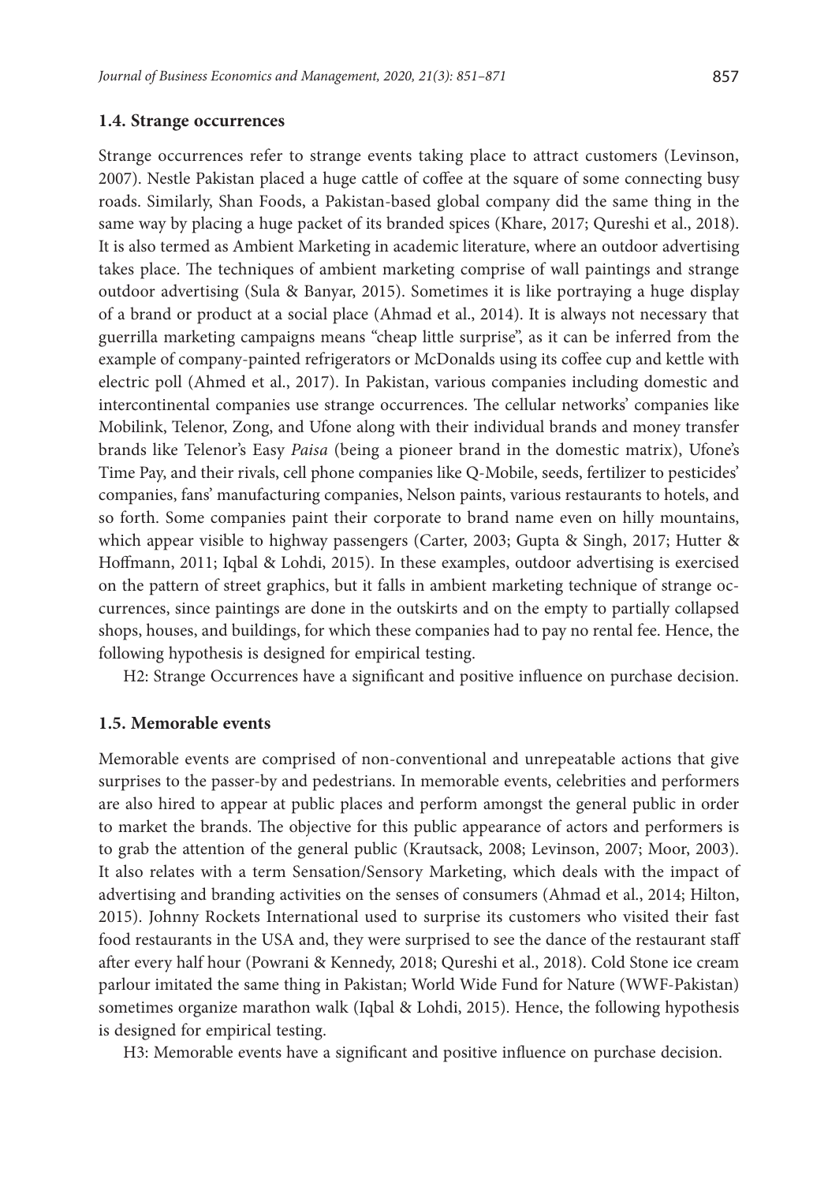### 1.4. Strange occurrences

Strange occurrences refer to strange events taking place to attract customers (Levinson, 2007). Nestle Pakistan placed a huge cattle of coffee at the square of some connecting busy roads. Similarly, Shan Foods, a Pakistan-based global company did the same thing in the same way by placing a huge packet of its branded spices (Khare, 2017; Qureshi et al., 2018). It is also termed as Ambient Marketing in academic literature, where an outdoor advertising takes place. The techniques of ambient marketing comprise of wall paintings and strange outdoor advertising (Sula & Banyar, 2015). Sometimes it is like portraying a huge display of a brand or product at a social place (Ahmad et al., 2014). It is always not necessary that guerrilla marketing campaigns means "cheap little surprise", as it can be inferred from the example of company-painted refrigerators or McDonalds using its coffee cup and kettle with electric poll (Ahmed et al., 2017). In Pakistan, various companies including domestic and intercontinental companies use strange occurrences. The cellular networks' companies like Mobilink, Telenor, Zong, and Ufone along with their individual brands and money transfer brands like Telenor's Easy *Paisa* (being a pioneer brand in the domestic matrix), Ufone's Time Pay, and their rivals, cell phone companies like Q-Mobile, seeds, fertilizer to pesticides' companies, fans' manufacturing companies, Nelson paints, various restaurants to hotels, and so forth. Some companies paint their corporate to brand name even on hilly mountains, which appear visible to highway passengers (Carter, 2003; Gupta & Singh, 2017; Hutter & Hoffmann, 2011; Iqbal & Lohdi, 2015). In these examples, outdoor advertising is exercised on the pattern of street graphics, but it falls in ambient marketing technique of strange occurrences, since paintings are done in the outskirts and on the empty to partially collapsed shops, houses, and buildings, for which these companies had to pay no rental fee. Hence, the following hypothesis is designed for empirical testing.

H2: Strange Occurrences have a significant and positive influence on purchase decision.

### 1.5. Memorable events

Memorable events are comprised of non-conventional and unrepeatable actions that give surprises to the passer-by and pedestrians. In memorable events, celebrities and performers are also hired to appear at public places and perform amongst the general public in order to market the brands. The objective for this public appearance of actors and performers is to grab the attention of the general public (Krautsack, 2008; Levinson, 2007; Moor, 2003). It also relates with a term Sensation/Sensory Marketing, which deals with the impact of advertising and branding activities on the senses of consumers (Ahmad et al., 2014; Hilton, 2015). Johnny Rockets International used to surprise its customers who visited their fast food restaurants in the USA and, they were surprised to see the dance of the restaurant staff after every half hour (Powrani & Kennedy, 2018; Qureshi et al., 2018). Cold Stone ice cream parlour imitated the same thing in Pakistan; World Wide Fund for Nature (WWF-Pakistan) sometimes organize marathon walk (Iqbal & Lohdi, 2015). Hence, the following hypothesis is designed for empirical testing.

H3: Memorable events have a significant and positive influence on purchase decision.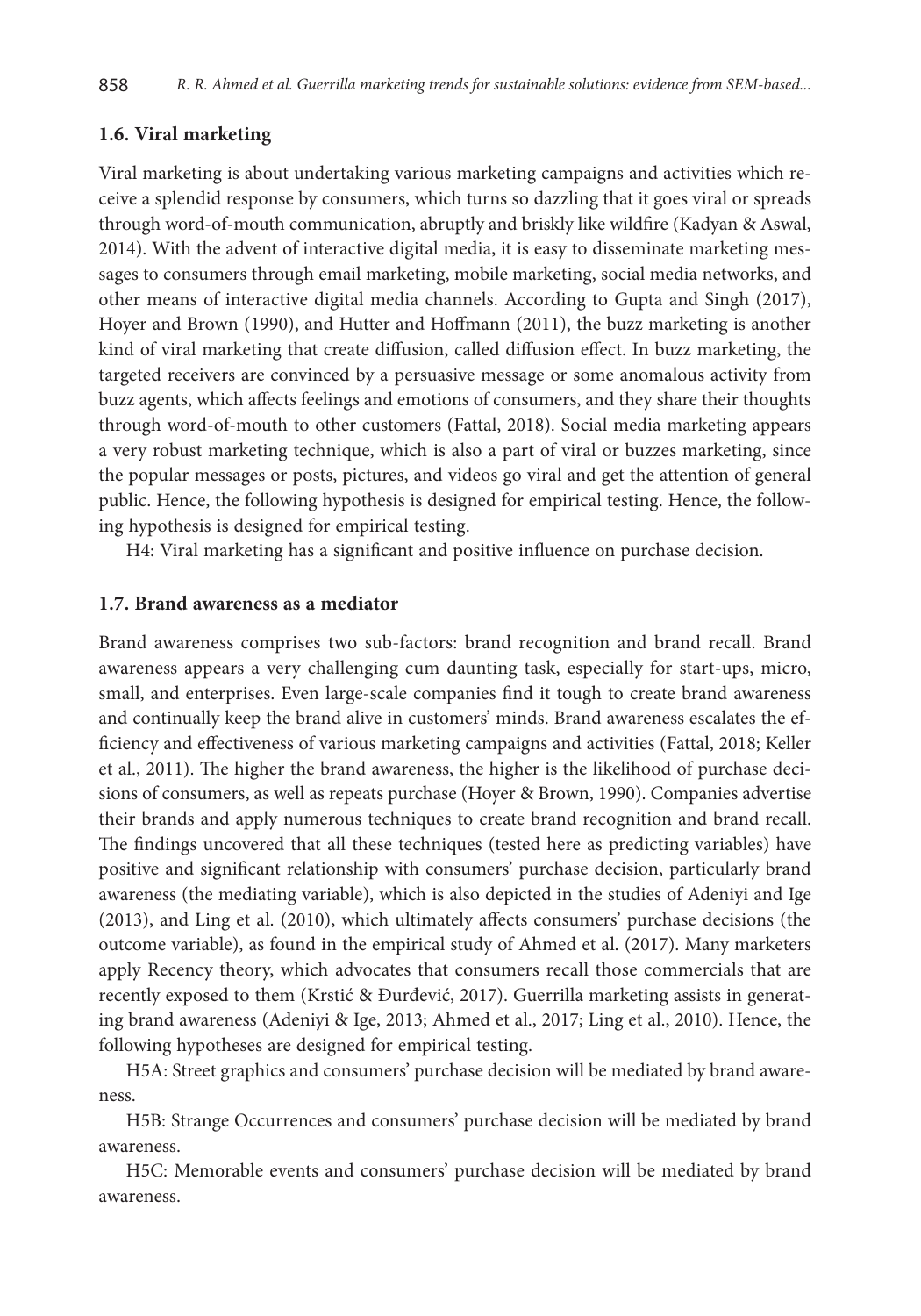### 1.6. Viral marketing

Viral marketing is about undertaking various marketing campaigns and activities which receive a splendid response by consumers, which turns so dazzling that it goes viral or spreads through word-of-mouth communication, abruptly and briskly like wildfire (Kadyan & Aswal, 2014). With the advent of interactive digital media, it is easy to disseminate marketing messages to consumers through email marketing, mobile marketing, social media networks, and other means of interactive digital media channels. According to Gupta and Singh (2017), Hoyer and Brown (1990), and Hutter and Hoffmann (2011), the buzz marketing is another kind of viral marketing that create diffusion, called diffusion effect. In buzz marketing, the targeted receivers are convinced by a persuasive message or some anomalous activity from buzz agents, which affects feelings and emotions of consumers, and they share their thoughts through word-of-mouth to other customers (Fattal, 2018). Social media marketing appears a very robust marketing technique, which is also a part of viral or buzzes marketing, since the popular messages or posts, pictures, and videos go viral and get the attention of general public. Hence, the following hypothesis is designed for empirical testing. Hence, the following hypothesis is designed for empirical testing.

H4: Viral marketing has a significant and positive influence on purchase decision.

### 1.7. Brand awareness as a mediator

Brand awareness comprises two sub-factors: brand recognition and brand recall. Brand awareness appears a very challenging cum daunting task, especially for start-ups, micro, small, and enterprises. Even large-scale companies find it tough to create brand awareness and continually keep the brand alive in customers' minds. Brand awareness escalates the efficiency and effectiveness of various marketing campaigns and activities (Fattal, 2018; Keller et al., 2011). The higher the brand awareness, the higher is the likelihood of purchase decisions of consumers, as well as repeats purchase (Hoyer & Brown, 1990). Companies advertise their brands and apply numerous techniques to create brand recognition and brand recall. The findings uncovered that all these techniques (tested here as predicting variables) have positive and significant relationship with consumers' purchase decision, particularly brand awareness (the mediating variable), which is also depicted in the studies of Adeniyi and Ige (2013), and Ling et al. (2010), which ultimately affects consumers' purchase decisions (the outcome variable), as found in the empirical study of Ahmed et al. (2017). Many marketers apply Recency theory, which advocates that consumers recall those commercials that are recently exposed to them (Krstić & Đurđević, 2017). Guerrilla marketing assists in generating brand awareness (Adeniyi & Ige, 2013; Ahmed et al., 2017; Ling et al., 2010). Hence, the following hypotheses are designed for empirical testing.

H5A: Street graphics and consumers' purchase decision will be mediated by brand awareness.

H5B: Strange Occurrences and consumers' purchase decision will be mediated by brand awareness.

H5C: Memorable events and consumers' purchase decision will be mediated by brand awareness.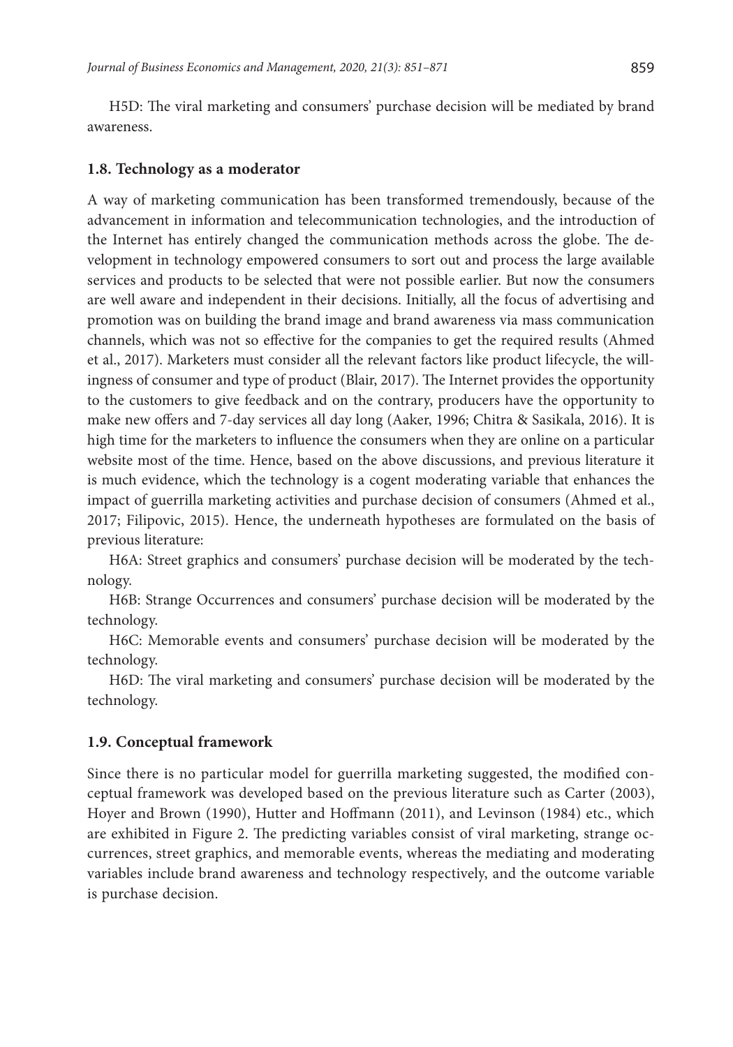H5D: The viral marketing and consumers' purchase decision will be mediated by brand awareness.

### 1.8. Technology as a moderator

A way of marketing communication has been transformed tremendously, because of the advancement in information and telecommunication technologies, and the introduction of the Internet has entirely changed the communication methods across the globe. The development in technology empowered consumers to sort out and process the large available services and products to be selected that were not possible earlier. But now the consumers are well aware and independent in their decisions. Initially, all the focus of advertising and promotion was on building the brand image and brand awareness via mass communication channels, which was not so effective for the companies to get the required results (Ahmed et al., 2017). Marketers must consider all the relevant factors like product lifecycle, the willingness of consumer and type of product (Blair, 2017). The Internet provides the opportunity to the customers to give feedback and on the contrary, producers have the opportunity to make new offers and 7-day services all day long (Aaker, 1996; Chitra & Sasikala, 2016). It is high time for the marketers to influence the consumers when they are online on a particular website most of the time. Hence, based on the above discussions, and previous literature it is much evidence, which the technology is a cogent moderating variable that enhances the impact of guerrilla marketing activities and purchase decision of consumers (Ahmed et al., 2017; Filipovic, 2015). Hence, the underneath hypotheses are formulated on the basis of previous literature:

H6A: Street graphics and consumers' purchase decision will be moderated by the technology.

H6B: Strange Occurrences and consumers' purchase decision will be moderated by the technology.

H6C: Memorable events and consumers' purchase decision will be moderated by the technology.

H6D: The viral marketing and consumers' purchase decision will be moderated by the technology.

### 1.9. Conceptual framework

Since there is no particular model for guerrilla marketing suggested, the modified conceptual framework was developed based on the previous literature such as Carter (2003), Hoyer and Brown (1990), Hutter and Hoffmann (2011), and Levinson (1984) etc., which are exhibited in Figure 2. The predicting variables consist of viral marketing, strange occurrences, street graphics, and memorable events, whereas the mediating and moderating variables include brand awareness and technology respectively, and the outcome variable is purchase decision.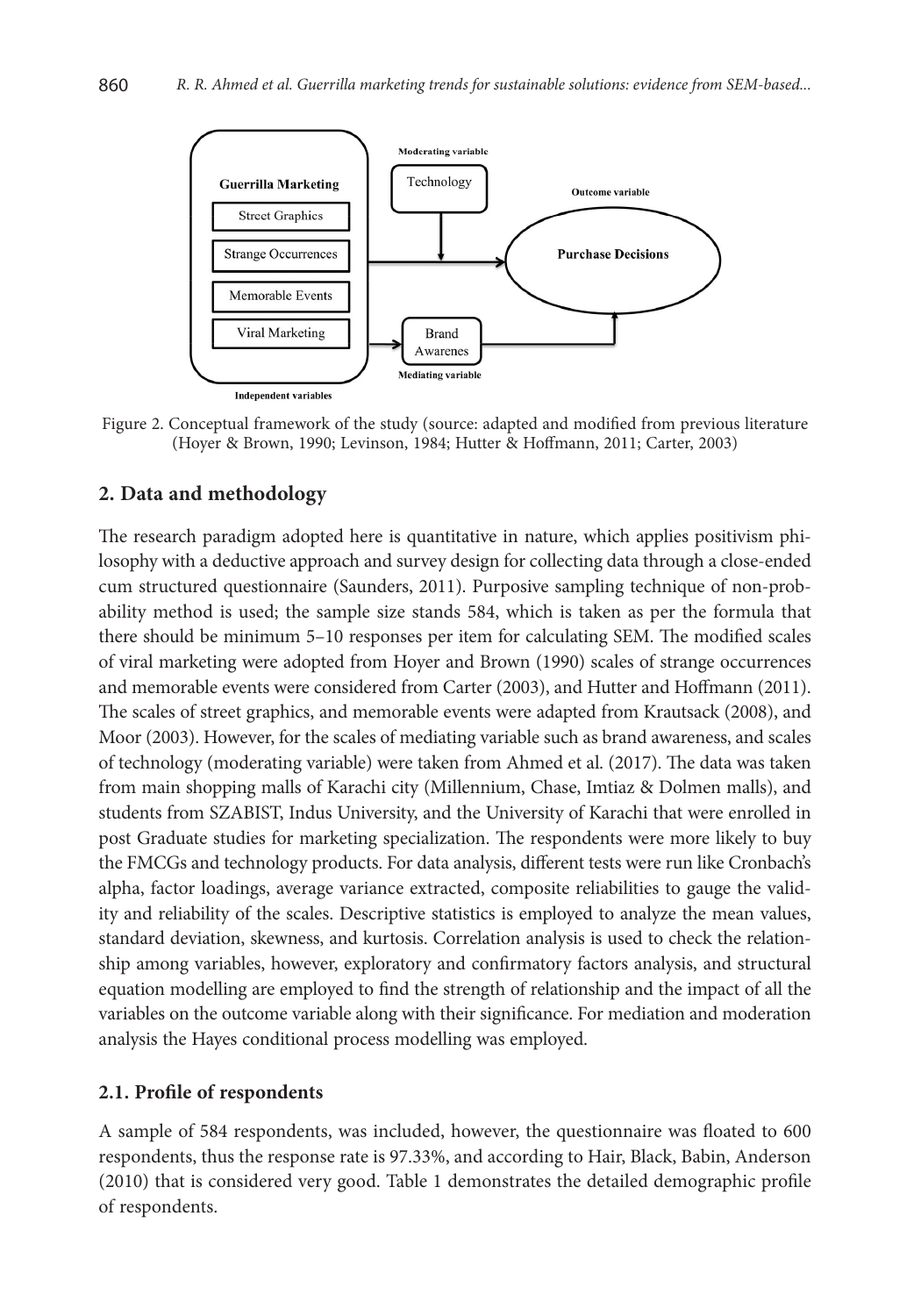Moderating variable

Technology

Outcome variable

Guerrilla Marketing

Street Graphics

Strange Occurrences

Memorable Events

Viral Marketing

Purchase Decisions

Brand Awarenes

Mediating variable

Independent variables

Figure 2. Conceptual framework of the study (source: adapted and modified from previous literature (Hoyer & Brown, 1990; Levinson, 1984; Hutter & Hoffmann, 2011; Carter, 2003)

## 2. Data and methodology

The research paradigm adopted here is quantitative in nature, which applies positivism philosophy with a deductive approach and survey design for collecting data through a close-ended cum structured questionnaire (Saunders, 2011). Purposive sampling technique of non-probability method is used; the sample size stands 584, which is taken as per the formula that there should be minimum 5–10 responses per item for calculating SEM. The modified scales of viral marketing were adopted from Hoyer and Brown (1990) scales of strange occurrences and memorable events were considered from Carter (2003), and Hutter and Hoffmann (2011). The scales of street graphics, and memorable events were adapted from Krautsack (2008), and Moor (2003). However, for the scales of mediating variable such as brand awareness, and scales of technology (moderating variable) were taken from Ahmed et al. (2017). The data was taken from main shopping malls of Karachi city (Millennium, Chase, Imtiaz & Dolmen malls), and students from SZABIST, Indus University, and the University of Karachi that were enrolled in post Graduate studies for marketing specialization. The respondents were more likely to buy the FMCGs and technology products. For data analysis, different tests were run like Cronbach's alpha, factor loadings, average variance extracted, composite reliabilities to gauge the validity and reliability of the scales. Descriptive statistics is employed to analyze the mean values, standard deviation, skewness, and kurtosis. Correlation analysis is used to check the relationship among variables, however, exploratory and confirmatory factors analysis, and structural equation modelling are employed to find the strength of relationship and the impact of all the variables on the outcome variable along with their significance. For mediation and moderation analysis the Hayes conditional process modelling was employed.

### 2.1. Profile of respondents

A sample of 584 respondents, was included, however, the questionnaire was floated to 600 respondents, thus the response rate is 97.33%, and according to Hair, Black, Babin, Anderson (2010) that is considered very good. Table 1 demonstrates the detailed demographic profile of respondents.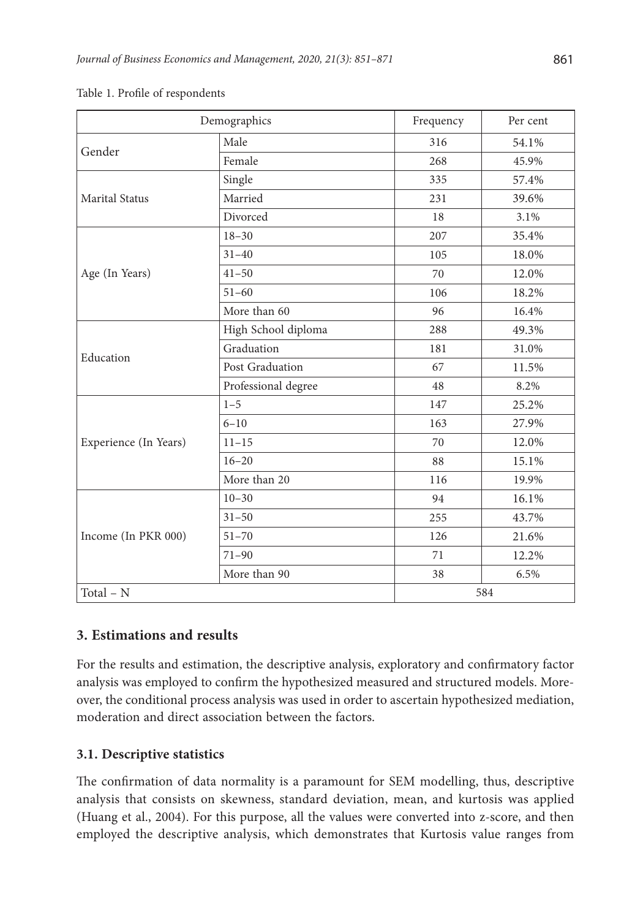Table 1. Profile of respondents

| Demographics | | Frequency | Per cent |
|---|---|---|---|
| Gender | Male | 316 | 54.1% |
| | Female | 268 | 45.9% |
| Marital Status | Single | 335 | 57.4% |
| | Married | 231 | 39.6% |
| | Divorced | 18 | 3.1% |
| Age (In Years) | 18–30 | 207 | 35.4% |
| | 31–40 | 105 | 18.0% |
| | 41–50 | 70 | 12.0% |
| | 51–60 | 106 | 18.2% |
| | More than 60 | 96 | 16.4% |
| Education | High School diploma | 288 | 49.3% |
| | Graduation | 181 | 31.0% |
| | Post Graduation | 67 | 11.5% |
| | Professional degree | 48 | 8.2% |
| Experience (In Years) | 1–5 | 147 | 25.2% |
| | 6–10 | 163 | 27.9% |
| | 11–15 | 70 | 12.0% |
| | 16–20 | 88 | 15.1% |
| | More than 20 | 116 | 19.9% |
| Income (In PKR 000) | 10–30 | 94 | 16.1% |
| | 31–50 | 255 | 43.7% |
| | 51–70 | 126 | 21.6% |
| | 71–90 | 71 | 12.2% |
| | More than 90 | 38 | 6.5% |
| Total – N | | 584 | |

## 3. Estimations and results

For the results and estimation, the descriptive analysis, exploratory and confirmatory factor analysis was employed to confirm the hypothesized measured and structured models. Moreover, the conditional process analysis was used in order to ascertain hypothesized mediation, moderation and direct association between the factors.

### 3.1. Descriptive statistics

The confirmation of data normality is a paramount for SEM modelling, thus, descriptive analysis that consists on skewness, standard deviation, mean, and kurtosis was applied (Huang et al., 2004). For this purpose, all the values were converted into z-score, and then employed the descriptive analysis, which demonstrates that Kurtosis value ranges from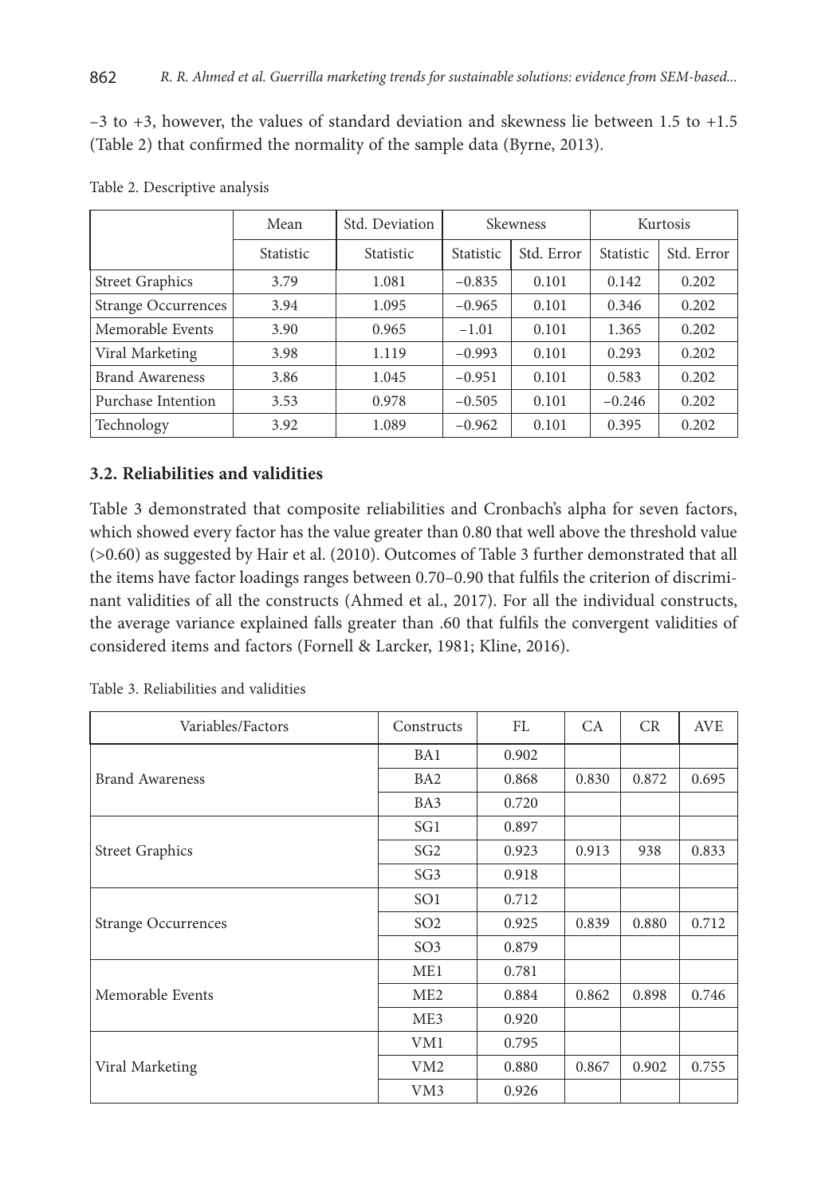−3 to +3, however, the values of standard deviation and skewness lie between 1.5 to +1.5 (Table 2) that confirmed the normality of the sample data (Byrne, 2013).

Table 2. Descriptive analysis

| | Mean | Std. Deviation | Skewness | | Kurtosis | |
|---|---|---|---|---|---|---|
| | Statistic | Statistic | Statistic | Std. Error | Statistic | Std. Error |
| Street Graphics | 3.79 | 1.081 | −0.835 | 0.101 | 0.142 | 0.202 |
| Strange Occurrences | 3.94 | 1.095 | −0.965 | 0.101 | 0.346 | 0.202 |
| Memorable Events | 3.90 | 0.965 | −1.01 | 0.101 | 1.365 | 0.202 |
| Viral Marketing | 3.98 | 1.119 | −0.993 | 0.101 | 0.293 | 0.202 |
| Brand Awareness | 3.86 | 1.045 | −0.951 | 0.101 | 0.583 | 0.202 |
| Purchase Intention | 3.53 | 0.978 | −0.505 | 0.101 | −0.246 | 0.202 |
| Technology | 3.92 | 1.089 | −0.962 | 0.101 | 0.395 | 0.202 |

### 3.2. Reliabilities and validities

Table 3 demonstrated that composite reliabilities and Cronbach's alpha for seven factors, which showed every factor has the value greater than 0.80 that well above the threshold value (>0.60) as suggested by Hair et al. (2010). Outcomes of Table 3 further demonstrated that all the items have factor loadings ranges between 0.70–0.90 that fulfils the criterion of discriminant validities of all the constructs (Ahmed et al., 2017). For all the individual constructs, the average variance explained falls greater than .60 that fulfils the convergent validities of considered items and factors (Fornell & Larcker, 1981; Kline, 2016).

Table 3. Reliabilities and validities

| Variables/Factors | Constructs | FL | CA | CR | AVE |
|---|---|---|---|---|---|
| Brand Awareness | BA1 | 0.902 | | | |
| | BA2 | 0.868 | 0.830 | 0.872 | 0.695 |
| | BA3 | 0.720 | | | |
| Street Graphics | SG1 | 0.897 | | | |
| | SG2 | 0.923 | 0.913 | 938 | 0.833 |
| | SG3 | 0.918 | | | |
| Strange Occurrences | SO1 | 0.712 | | | |
| | SO2 | 0.925 | 0.839 | 0.880 | 0.712 |
| | SO3 | 0.879 | | | |
| Memorable Events | ME1 | 0.781 | | | |
| | ME2 | 0.884 | 0.862 | 0.898 | 0.746 |
| | ME3 | 0.920 | | | |
| Viral Marketing | VM1 | 0.795 | | | |
| | VM2 | 0.880 | 0.867 | 0.902 | 0.755 |
| | VM3 | 0.926 | | | |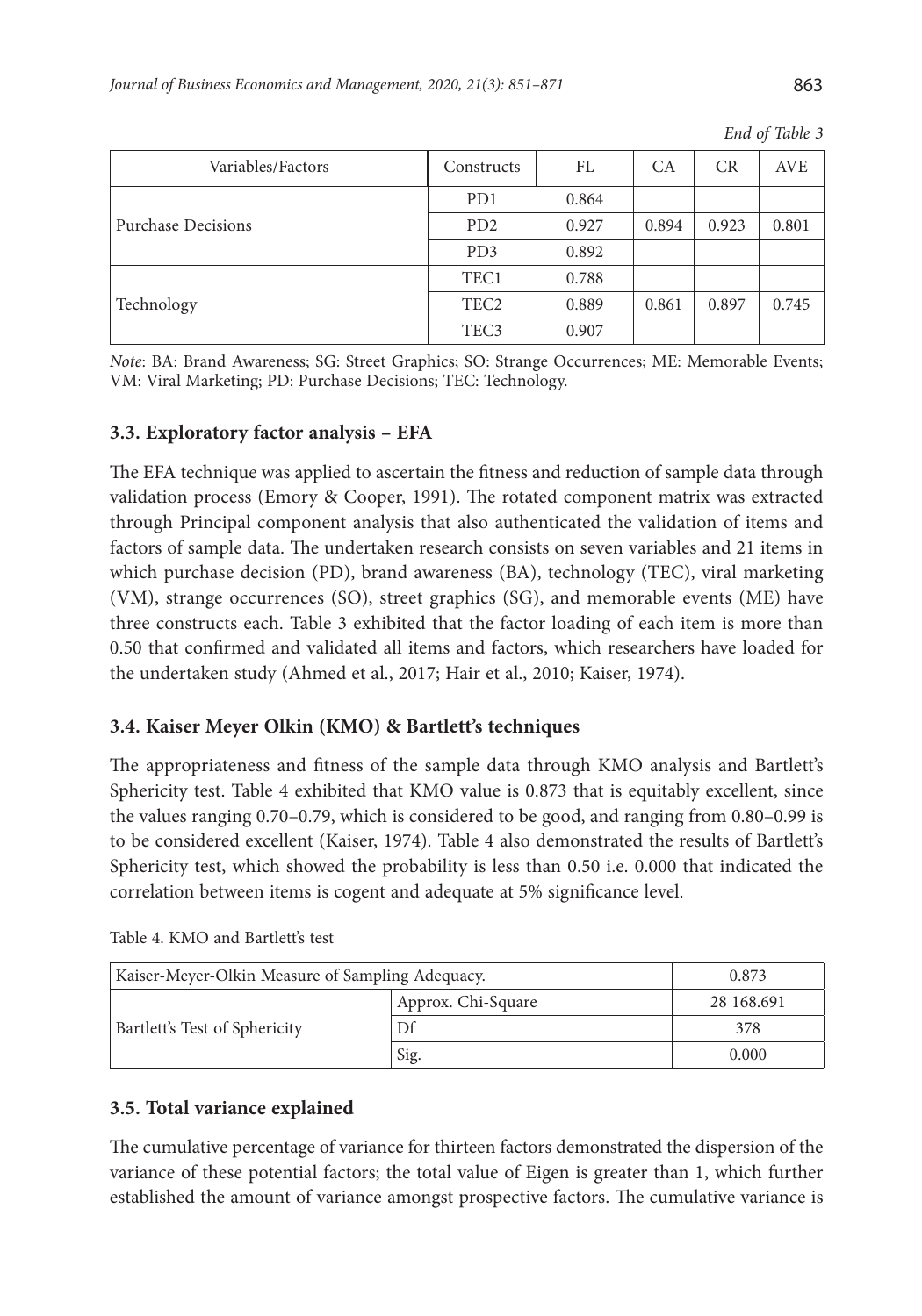*End of Table 3*

| Variables/Factors | Constructs | FL | CA | CR | AVE |
|---|---|---|---|---|---|
| Purchase Decisions | PD1 | 0.864 | 0.894 | 0.923 | 0.801 |
| | PD2 | 0.927 | | | |
| | PD3 | 0.892 | | | |
| Technology | TEC1 | 0.788 | 0.861 | 0.897 | 0.745 |
| | TEC2 | 0.889 | | | |
| | TEC3 | 0.907 | | | |

*Note*: BA: Brand Awareness; SG: Street Graphics; SO: Strange Occurrences; ME: Memorable Events; VM: Viral Marketing; PD: Purchase Decisions; TEC: Technology.

### 3.3. Exploratory factor analysis – EFA

The EFA technique was applied to ascertain the fitness and reduction of sample data through validation process (Emory & Cooper, 1991). The rotated component matrix was extracted through Principal component analysis that also authenticated the validation of items and factors of sample data. The undertaken research consists on seven variables and 21 items in which purchase decision (PD), brand awareness (BA), technology (TEC), viral marketing (VM), strange occurrences (SO), street graphics (SG), and memorable events (ME) have three constructs each. Table 3 exhibited that the factor loading of each item is more than 0.50 that confirmed and validated all items and factors, which researchers have loaded for the undertaken study (Ahmed et al., 2017; Hair et al., 2010; Kaiser, 1974).

### 3.4. Kaiser Meyer Olkin (KMO) & Bartlett's techniques

The appropriateness and fitness of the sample data through KMO analysis and Bartlett's Sphericity test. Table 4 exhibited that KMO value is 0.873 that is equitably excellent, since the values ranging 0.70–0.79, which is considered to be good, and ranging from 0.80–0.99 is to be considered excellent (Kaiser, 1974). Table 4 also demonstrated the results of Bartlett's Sphericity test, which showed the probability is less than 0.50 i.e. 0.000 that indicated the correlation between items is cogent and adequate at 5% significance level.

Table 4. KMO and Bartlett's test

| Kaiser-Meyer-Olkin Measure of Sampling Adequacy. | | 0.873 |
|---|---|---|
| Bartlett's Test of Sphericity | Approx. Chi-Square | 28 168.691 |
| | Df | 378 |
| | Sig. | 0.000 |

### 3.5. Total variance explained

The cumulative percentage of variance for thirteen factors demonstrated the dispersion of the variance of these potential factors; the total value of Eigen is greater than 1, which further established the amount of variance amongst prospective factors. The cumulative variance is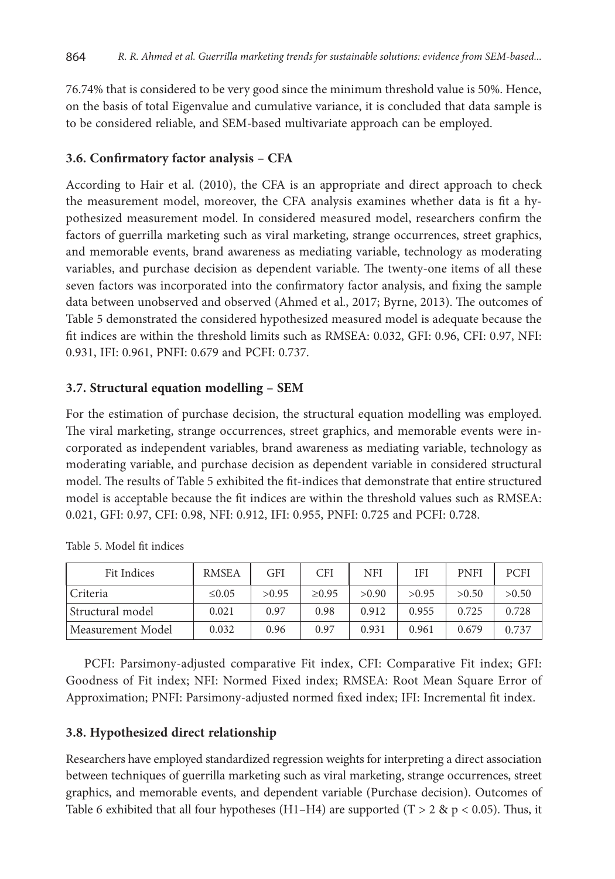76.74% that is considered to be very good since the minimum threshold value is 50%. Hence, on the basis of total Eigenvalue and cumulative variance, it is concluded that data sample is to be considered reliable, and SEM-based multivariate approach can be employed.

### 3.6. Confirmatory factor analysis – CFA

According to Hair et al. (2010), the CFA is an appropriate and direct approach to check the measurement model, moreover, the CFA analysis examines whether data is fit a hypothesized measurement model. In considered measured model, researchers confirm the factors of guerrilla marketing such as viral marketing, strange occurrences, street graphics, and memorable events, brand awareness as mediating variable, technology as moderating variables, and purchase decision as dependent variable. The twenty-one items of all these seven factors was incorporated into the confirmatory factor analysis, and fixing the sample data between unobserved and observed (Ahmed et al., 2017; Byrne, 2013). The outcomes of Table 5 demonstrated the considered hypothesized measured model is adequate because the fit indices are within the threshold limits such as RMSEA: 0.032, GFI: 0.96, CFI: 0.97, NFI: 0.931, IFI: 0.961, PNFI: 0.679 and PCFI: 0.737.

### 3.7. Structural equation modelling – SEM

For the estimation of purchase decision, the structural equation modelling was employed. The viral marketing, strange occurrences, street graphics, and memorable events were incorporated as independent variables, brand awareness as mediating variable, technology as moderating variable, and purchase decision as dependent variable in considered structural model. The results of Table 5 exhibited the fit-indices that demonstrate that entire structured model is acceptable because the fit indices are within the threshold values such as RMSEA: 0.021, GFI: 0.97, CFI: 0.98, NFI: 0.912, IFI: 0.955, PNFI: 0.725 and PCFI: 0.728.

Table 5. Model fit indices

| Fit Indices | RMSEA | GFI | CFI | NFI | IFI | PNFI | PCFI |
|---|---|---|---|---|---|---|---|
| Criteria | ≤0.05 | >0.95 | ≥0.95 | >0.90 | >0.95 | >0.50 | >0.50 |
| Structural model | 0.021 | 0.97 | 0.98 | 0.912 | 0.955 | 0.725 | 0.728 |
| Measurement Model | 0.032 | 0.96 | 0.97 | 0.931 | 0.961 | 0.679 | 0.737 |

PCFI: Parsimony-adjusted comparative Fit index, CFI: Comparative Fit index; GFI: Goodness of Fit index; NFI: Normed Fixed index; RMSEA: Root Mean Square Error of Approximation; PNFI: Parsimony-adjusted normed fixed index; IFI: Incremental fit index.

### 3.8. Hypothesized direct relationship

Researchers have employed standardized regression weights for interpreting a direct association between techniques of guerrilla marketing such as viral marketing, strange occurrences, street graphics, and memorable events, and dependent variable (Purchase decision). Outcomes of Table 6 exhibited that all four hypotheses (H1–H4) are supported ($T > 2$ & $p < 0.05$). Thus, it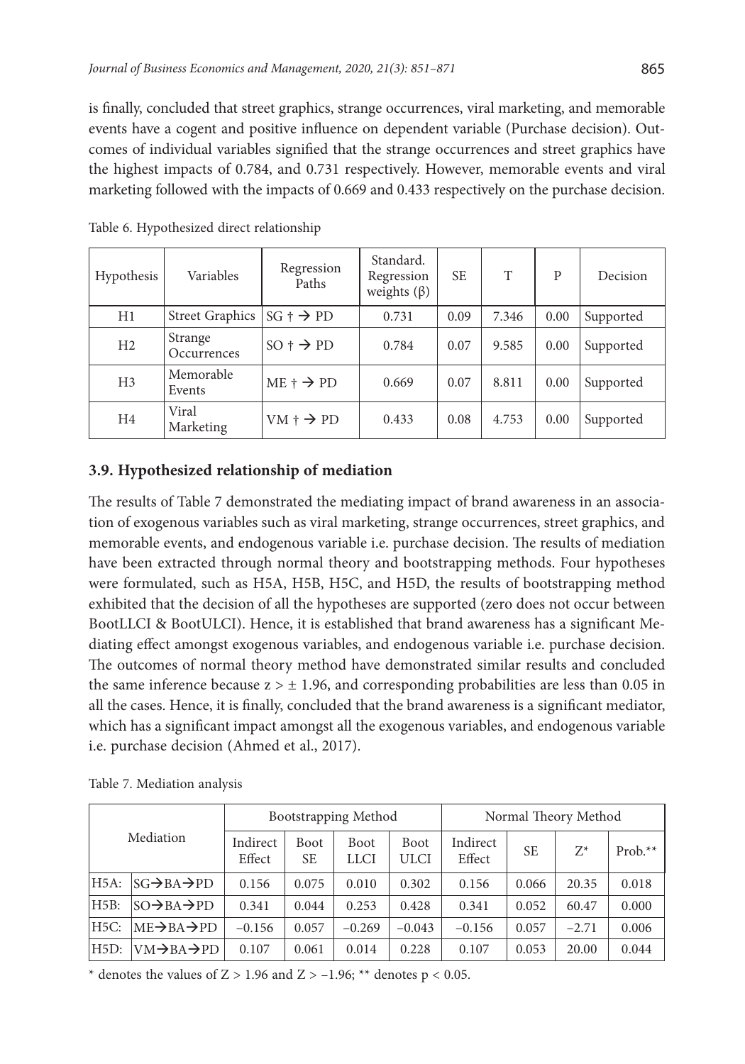is finally, concluded that street graphics, strange occurrences, viral marketing, and memorable events have a cogent and positive influence on dependent variable (Purchase decision). Outcomes of individual variables signified that the strange occurrences and street graphics have the highest impacts of 0.784, and 0.731 respectively. However, memorable events and viral marketing followed with the impacts of 0.669 and 0.433 respectively on the purchase decision.

Table 6. Hypothesized direct relationship

| Hypothesis | Variables | Regression Paths | Standard. Regression weights (β) | SE | T | P | Decision |
|---|---|---|---|---|---|---|---|
| H1 | Street Graphics | SG † → PD | 0.731 | 0.09 | 7.346 | 0.00 | Supported |
| H2 | Strange Occurrences | SO † → PD | 0.784 | 0.07 | 9.585 | 0.00 | Supported |
| H3 | Memorable Events | ME † → PD | 0.669 | 0.07 | 8.811 | 0.00 | Supported |
| H4 | Viral Marketing | VM † → PD | 0.433 | 0.08 | 4.753 | 0.00 | Supported |

### 3.9. Hypothesized relationship of mediation

The results of Table 7 demonstrated the mediating impact of brand awareness in an association of exogenous variables such as viral marketing, strange occurrences, street graphics, and memorable events, and endogenous variable i.e. purchase decision. The results of mediation have been extracted through normal theory and bootstrapping methods. Four hypotheses were formulated, such as H5A, H5B, H5C, and H5D, the results of bootstrapping method exhibited that the decision of all the hypotheses are supported (zero does not occur between BootLLCI & BootULCI). Hence, it is established that brand awareness has a significant Mediating effect amongst exogenous variables, and endogenous variable i.e. purchase decision. The outcomes of normal theory method have demonstrated similar results and concluded the same inference because $z > \pm 1.96$, and corresponding probabilities are less than 0.05 in all the cases. Hence, it is finally, concluded that the brand awareness is a significant mediator, which has a significant impact amongst all the exogenous variables, and endogenous variable i.e. purchase decision (Ahmed et al., 2017).

Table 7. Mediation analysis

| Mediation | | Bootstrapping Method | | | | Normal Theory Method | | | |
|---|---|---|---|---|---|---|---|---|---|
| | | Indirect Effect | Boot SE | Boot LLCI | Boot ULCI | Indirect Effect | SE | Z* | Prob.** |
| H5A: | SG→BA→PD | 0.156 | 0.075 | 0.010 | 0.302 | 0.156 | 0.066 | 20.35 | 0.018 |
| H5B: | SO→BA→PD | 0.341 | 0.044 | 0.253 | 0.428 | 0.341 | 0.052 | 60.47 | 0.000 |
| H5C: | ME→BA→PD | −0.156 | 0.057 | −0.269 | −0.043 | −0.156 | 0.057 | −2.71 | 0.006 |
| H5D: | VM→BA→PD | 0.107 | 0.061 | 0.014 | 0.228 | 0.107 | 0.053 | 20.00 | 0.044 |

\* denotes the values of $Z > 1.96$ and $Z > -1.96$; ** denotes $p < 0.05$.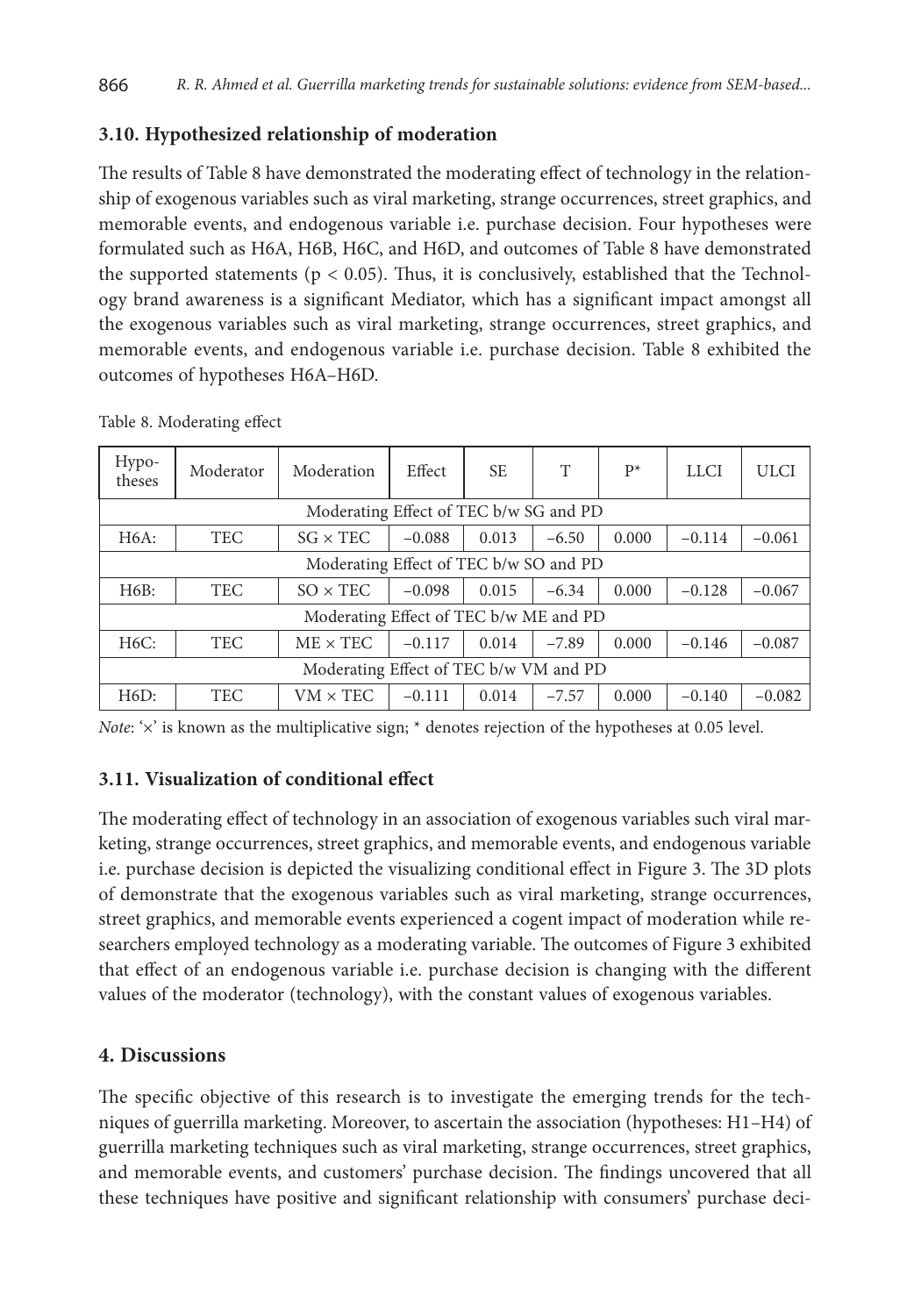### 3.10. Hypothesized relationship of moderation

The results of Table 8 have demonstrated the moderating effect of technology in the relationship of exogenous variables such as viral marketing, strange occurrences, street graphics, and memorable events, and endogenous variable i.e. purchase decision. Four hypotheses were formulated such as H6A, H6B, H6C, and H6D, and outcomes of Table 8 have demonstrated the supported statements ($p < 0.05$). Thus, it is conclusively, established that the Technology brand awareness is a significant Mediator, which has a significant impact amongst all the exogenous variables such as viral marketing, strange occurrences, street graphics, and memorable events, and endogenous variable i.e. purchase decision. Table 8 exhibited the outcomes of hypotheses H6A–H6D.

Table 8. Moderating effect

| Hypo-theses | Moderator | Moderation | Effect | SE | T | P* | LLCI | ULCI |
|---|---|---|---|---|---|---|---|---|
| Moderating Effect of TEC b/w SG and PD | | | | | | | | |
| H6A: | TEC | SG × TEC | −0.088 | 0.013 | −6.50 | 0.000 | −0.114 | −0.061 |
| Moderating Effect of TEC b/w SO and PD | | | | | | | | |
| H6B: | TEC | SO × TEC | −0.098 | 0.015 | −6.34 | 0.000 | −0.128 | −0.067 |
| Moderating Effect of TEC b/w ME and PD | | | | | | | | |
| H6C: | TEC | ME × TEC | −0.117 | 0.014 | −7.89 | 0.000 | −0.146 | −0.087 |
| Moderating Effect of TEC b/w VM and PD | | | | | | | | |
| H6D: | TEC | VM × TEC | −0.111 | 0.014 | −7.57 | 0.000 | −0.140 | −0.082 |

*Note*: '×' is known as the multiplicative sign; * denotes rejection of the hypotheses at 0.05 level.

### 3.11. Visualization of conditional effect

The moderating effect of technology in an association of exogenous variables such viral marketing, strange occurrences, street graphics, and memorable events, and endogenous variable i.e. purchase decision is depicted the visualizing conditional effect in Figure 3. The 3D plots of demonstrate that the exogenous variables such as viral marketing, strange occurrences, street graphics, and memorable events experienced a cogent impact of moderation while researchers employed technology as a moderating variable. The outcomes of Figure 3 exhibited that effect of an endogenous variable i.e. purchase decision is changing with the different values of the moderator (technology), with the constant values of exogenous variables.

## 4. Discussions

The specific objective of this research is to investigate the emerging trends for the techniques of guerrilla marketing. Moreover, to ascertain the association (hypotheses: H1–H4) of guerrilla marketing techniques such as viral marketing, strange occurrences, street graphics, and memorable events, and customers' purchase decision. The findings uncovered that all these techniques have positive and significant relationship with consumers' purchase deci-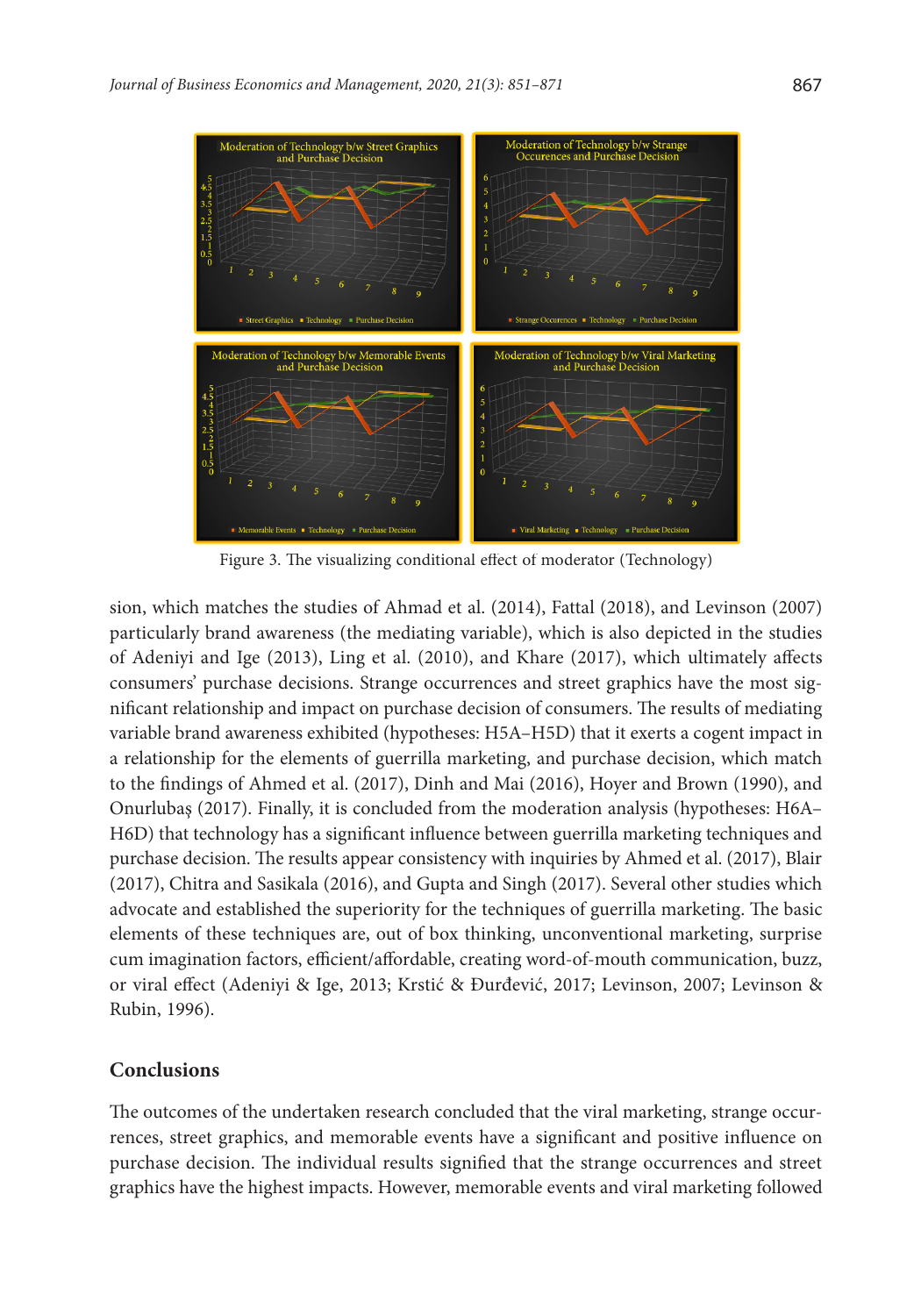Figure 3. The visualizing conditional effect of moderator (Technology)

sion, which matches the studies of Ahmad et al. (2014), Fattal (2018), and Levinson (2007) particularly brand awareness (the mediating variable), which is also depicted in the studies of Adeniyi and Ige (2013), Ling et al. (2010), and Khare (2017), which ultimately affects consumers' purchase decisions. Strange occurrences and street graphics have the most significant relationship and impact on purchase decision of consumers. The results of mediating variable brand awareness exhibited (hypotheses: H5A–H5D) that it exerts a cogent impact in a relationship for the elements of guerrilla marketing, and purchase decision, which match to the findings of Ahmed et al. (2017), Dinh and Mai (2016), Hoyer and Brown (1990), and Onurlubaş (2017). Finally, it is concluded from the moderation analysis (hypotheses: H6A–H6D) that technology has a significant influence between guerrilla marketing techniques and purchase decision. The results appear consistency with inquiries by Ahmed et al. (2017), Blair (2017), Chitra and Sasikala (2016), and Gupta and Singh (2017). Several other studies which advocate and established the superiority for the techniques of guerrilla marketing. The basic elements of these techniques are, out of box thinking, unconventional marketing, surprise cum imagination factors, efficient/affordable, creating word-of-mouth communication, buzz, or viral effect (Adeniyi & Ige, 2013; Krstić & Đurđević, 2017; Levinson, 2007; Levinson & Rubin, 1996).

## Conclusions

The outcomes of the undertaken research concluded that the viral marketing, strange occurrences, street graphics, and memorable events have a significant and positive influence on purchase decision. The individual results signified that the strange occurrences and street graphics have the highest impacts. However, memorable events and viral marketing followed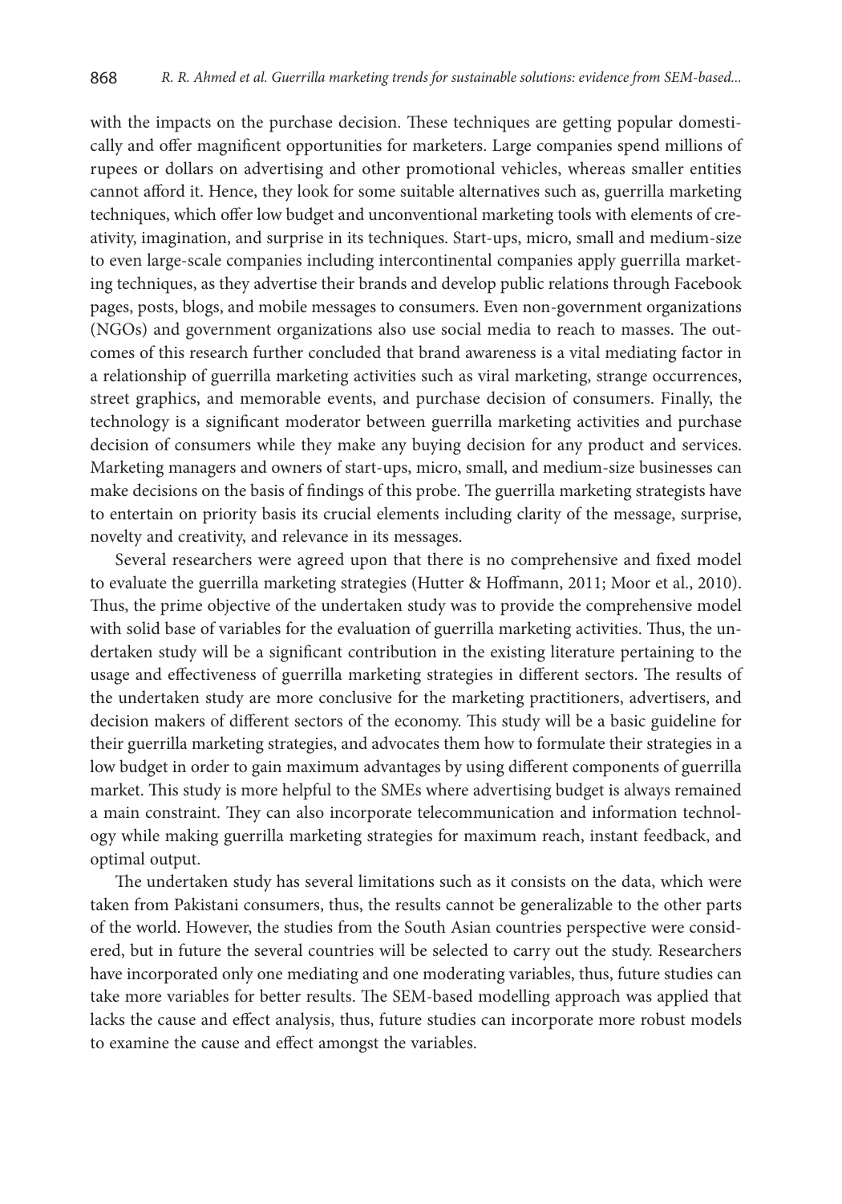with the impacts on the purchase decision. These techniques are getting popular domestically and offer magnificent opportunities for marketers. Large companies spend millions of rupees or dollars on advertising and other promotional vehicles, whereas smaller entities cannot afford it. Hence, they look for some suitable alternatives such as, guerrilla marketing techniques, which offer low budget and unconventional marketing tools with elements of creativity, imagination, and surprise in its techniques. Start-ups, micro, small and medium-size to even large-scale companies including intercontinental companies apply guerrilla marketing techniques, as they advertise their brands and develop public relations through Facebook pages, posts, blogs, and mobile messages to consumers. Even non-government organizations (NGOs) and government organizations also use social media to reach to masses. The outcomes of this research further concluded that brand awareness is a vital mediating factor in a relationship of guerrilla marketing activities such as viral marketing, strange occurrences, street graphics, and memorable events, and purchase decision of consumers. Finally, the technology is a significant moderator between guerrilla marketing activities and purchase decision of consumers while they make any buying decision for any product and services. Marketing managers and owners of start-ups, micro, small, and medium-size businesses can make decisions on the basis of findings of this probe. The guerrilla marketing strategists have to entertain on priority basis its crucial elements including clarity of the message, surprise, novelty and creativity, and relevance in its messages.

Several researchers were agreed upon that there is no comprehensive and fixed model to evaluate the guerrilla marketing strategies (Hutter & Hoffmann, 2011; Moor et al., 2010). Thus, the prime objective of the undertaken study was to provide the comprehensive model with solid base of variables for the evaluation of guerrilla marketing activities. Thus, the undertaken study will be a significant contribution in the existing literature pertaining to the usage and effectiveness of guerrilla marketing strategies in different sectors. The results of the undertaken study are more conclusive for the marketing practitioners, advertisers, and decision makers of different sectors of the economy. This study will be a basic guideline for their guerrilla marketing strategies, and advocates them how to formulate their strategies in a low budget in order to gain maximum advantages by using different components of guerrilla market. This study is more helpful to the SMEs where advertising budget is always remained a main constraint. They can also incorporate telecommunication and information technology while making guerrilla marketing strategies for maximum reach, instant feedback, and optimal output.

The undertaken study has several limitations such as it consists on the data, which were taken from Pakistani consumers, thus, the results cannot be generalizable to the other parts of the world. However, the studies from the South Asian countries perspective were considered, but in future the several countries will be selected to carry out the study. Researchers have incorporated only one mediating and one moderating variables, thus, future studies can take more variables for better results. The SEM-based modelling approach was applied that lacks the cause and effect analysis, thus, future studies can incorporate more robust models to examine the cause and effect amongst the variables.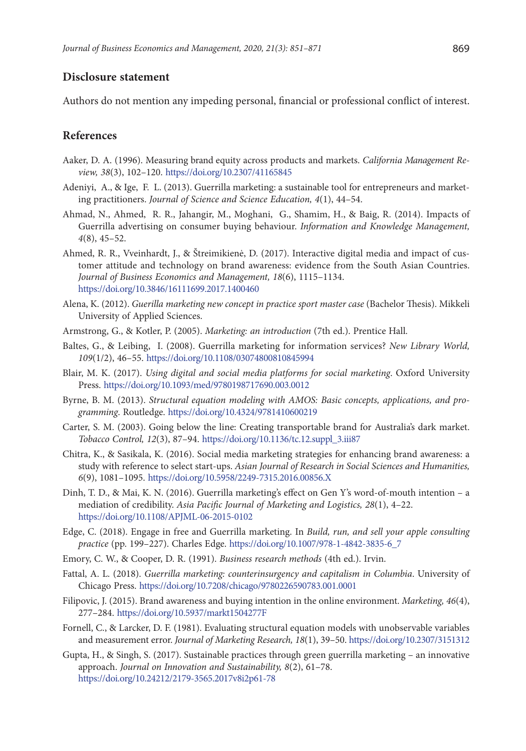## Disclosure statement

Authors do not mention any impeding personal, financial or professional conflict of interest.

## References

Aaker, D. A. (1996). Measuring brand equity across products and markets. *California Management Review, 38*(3), 102–120. https://doi.org/10.2307/41165845

Adeniyi, A., & Ige, F. L. (2013). Guerrilla marketing: a sustainable tool for entrepreneurs and marketing practitioners. *Journal of Science and Science Education, 4*(1), 44–54.

Ahmad, N., Ahmed, R. R., Jahangir, M., Moghani, G., Shamim, H., & Baig, R. (2014). Impacts of Guerrilla advertising on consumer buying behaviour. *Information and Knowledge Management, 4*(8), 45–52.

Ahmed, R. R., Vveinhardt, J., & Štreimikienė, D. (2017). Interactive digital media and impact of customer attitude and technology on brand awareness: evidence from the South Asian Countries. *Journal of Business Economics and Management, 18*(6), 1115–1134. https://doi.org/10.3846/16111699.2017.1400460

Alena, K. (2012). *Guerilla marketing new concept in practice sport master case* (Bachelor Thesis). Mikkeli University of Applied Sciences.

Armstrong, G., & Kotler, P. (2005). *Marketing: an introduction* (7th ed.). Prentice Hall.

Baltes, G., & Leibing, I. (2008). Guerrilla marketing for information services? *New Library World, 109*(1/2), 46–55. https://doi.org/10.1108/03074800810845994

Blair, M. K. (2017). *Using digital and social media platforms for social marketing*. Oxford University Press. https://doi.org/10.1093/med/9780198717690.003.0012

Byrne, B. M. (2013). *Structural equation modeling with AMOS: Basic concepts, applications, and programming.* Routledge. https://doi.org/10.4324/9781410600219

Carter, S. M. (2003). Going below the line: Creating transportable brand for Australia's dark market. *Tobacco Control, 12*(3), 87–94. https://doi.org/10.1136/tc.12.suppl_3.iii87

Chitra, K., & Sasikala, K. (2016). Social media marketing strategies for enhancing brand awareness: a study with reference to select start-ups. *Asian Journal of Research in Social Sciences and Humanities, 6*(9), 1081–1095. https://doi.org/10.5958/2249-7315.2016.00856.X

Dinh, T. D., & Mai, K. N. (2016). Guerrilla marketing's effect on Gen Y's word-of-mouth intention – a mediation of credibility. *Asia Pacific Journal of Marketing and Logistics, 28*(1), 4–22. https://doi.org/10.1108/APJML-06-2015-0102

Edge, C. (2018). Engage in free and Guerrilla marketing. In *Build, run, and sell your apple consulting practice* (pp. 199–227). Charles Edge. https://doi.org/10.1007/978-1-4842-3835-6_7

Emory, C. W., & Cooper, D. R. (1991). *Business research methods* (4th ed.). Irvin.

Fattal, A. L. (2018). *Guerrilla marketing: counterinsurgency and capitalism in Columbia*. University of Chicago Press. https://doi.org/10.7208/chicago/9780226590783.001.0001

Filipovic, J. (2015). Brand awareness and buying intention in the online environment. *Marketing, 46*(4), 277–284. https://doi.org/10.5937/markt1504277F

Fornell, C., & Larcker, D. F. (1981). Evaluating structural equation models with unobservable variables and measurement error. *Journal of Marketing Research, 18*(1), 39–50. https://doi.org/10.2307/3151312

Gupta, H., & Singh, S. (2017). Sustainable practices through green guerrilla marketing – an innovative approach. *Journal on Innovation and Sustainability, 8*(2), 61–78. https://doi.org/10.24212/2179-3565.2017v8i2p61-78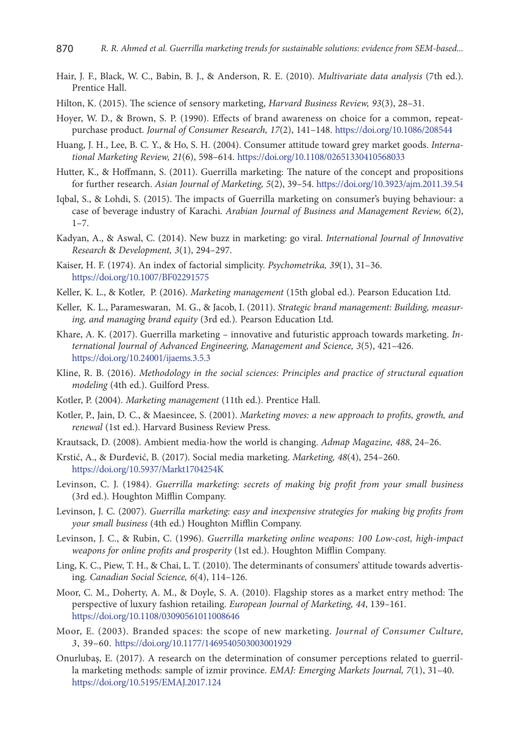Hair, J. F., Black, W. C., Babin, B. J., & Anderson, R. E. (2010). *Multivariate data analysis* (7th ed.). Prentice Hall.

Hilton, K. (2015). The science of sensory marketing, *Harvard Business Review, 93*(3), 28–31.

Hoyer, W. D., & Brown, S. P. (1990). Effects of brand awareness on choice for a common, repeat-purchase product. *Journal of Consumer Research, 17*(2), 141–148. https://doi.org/10.1086/208544

Huang, J. H., Lee, B. C. Y., & Ho, S. H. (2004). Consumer attitude toward grey market goods. *International Marketing Review, 21*(6), 598–614. https://doi.org/10.1108/02651330410568033

Hutter, K., & Hoffmann, S. (2011). Guerrilla marketing: The nature of the concept and propositions for further research. *Asian Journal of Marketing, 5*(2), 39–54. https://doi.org/10.3923/ajm.2011.39.54

Iqbal, S., & Lohdi, S. (2015). The impacts of Guerrilla marketing on consumer's buying behaviour: a case of beverage industry of Karachi. *Arabian Journal of Business and Management Review, 6*(2), 1–7.

Kadyan, A., & Aswal, C. (2014). New buzz in marketing: go viral. *International Journal of Innovative Research & Development, 3*(1), 294–297.

Kaiser, H. F. (1974). An index of factorial simplicity. *Psychometrika, 39*(1), 31–36. https://doi.org/10.1007/BF02291575

Keller, K. L., & Kotler, P. (2016). *Marketing management* (15th global ed.). Pearson Education Ltd.

Keller, K. L., Parameswaran, M. G., & Jacob, I. (2011). *Strategic brand management: Building, measuring, and managing brand equity* (3rd ed.). Pearson Education Ltd.

Khare, A. K. (2017). Guerrilla marketing – innovative and futuristic approach towards marketing. *International Journal of Advanced Engineering, Management and Science, 3*(5), 421–426. https://doi.org/10.24001/ijaems.3.5.3

Kline, R. B. (2016). *Methodology in the social sciences: Principles and practice of structural equation modeling* (4th ed.). Guilford Press.

Kotler, P. (2004). *Marketing management* (11th ed.). Prentice Hall.

Kotler, P., Jain, D. C., & Maesincee, S. (2001). *Marketing moves: a new approach to profits, growth, and renewal* (1st ed.). Harvard Business Review Press.

Krautsack, D. (2008). Ambient media-how the world is changing. *Admap Magazine, 488*, 24–26.

Krstić, A., & Đurđević, B. (2017). Social media marketing. *Marketing, 48*(4), 254–260. https://doi.org/10.5937/Markt1704254K

Levinson, C. J. (1984). *Guerrilla marketing: secrets of making big profit from your small business* (3rd ed.). Houghton Mifflin Company.

Levinson, J. C. (2007). *Guerrilla marketing: easy and inexpensive strategies for making big profits from your small business* (4th ed.) Houghton Mifflin Company.

Levinson, J. C., & Rubin, C. (1996). *Guerrilla marketing online weapons: 100 Low-cost, high-impact weapons for online profits and prosperity* (1st ed.). Houghton Mifflin Company.

Ling, K. C., Piew, T. H., & Chai, L. T. (2010). The determinants of consumers' attitude towards advertising. *Canadian Social Science, 6*(4), 114–126.

Moor, C. M., Doherty, A. M., & Doyle, S. A. (2010). Flagship stores as a market entry method: The perspective of luxury fashion retailing. *European Journal of Marketing, 44*, 139–161. https://doi.org/10.1108/03090561011008646

Moor, E. (2003). Branded spaces: the scope of new marketing. *Journal of Consumer Culture, 3*, 39–60. https://doi.org/10.1177/1469540503003001929

Onurlubaş, E. (2017). A research on the determination of consumer perceptions related to guerrilla marketing methods: sample of izmir province. *EMAJ: Emerging Markets Journal, 7*(1), 31–40. https://doi.org/10.5195/EMAJ.2017.124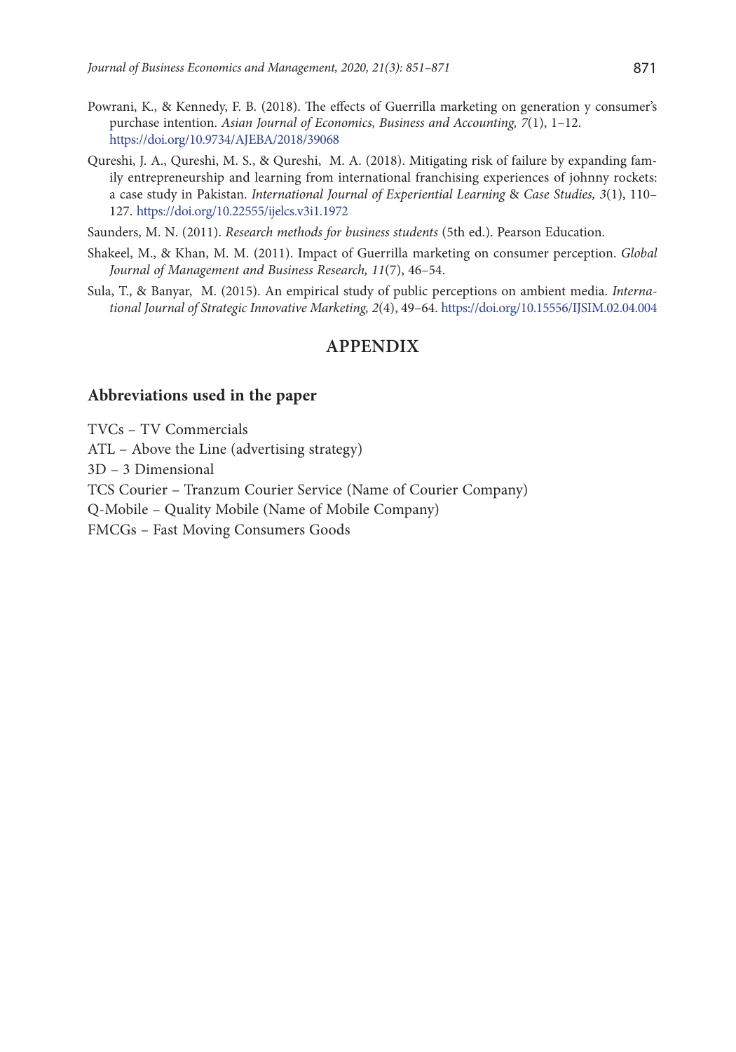Powrani, K., & Kennedy, F. B. (2018). The effects of Guerrilla marketing on generation y consumer's purchase intention. *Asian Journal of Economics, Business and Accounting, 7*(1), 1–12. https://doi.org/10.9734/AJEBA/2018/39068

Qureshi, J. A., Qureshi, M. S., & Qureshi, M. A. (2018). Mitigating risk of failure by expanding family entrepreneurship and learning from international franchising experiences of johnny rockets: a case study in Pakistan. *International Journal of Experiential Learning & Case Studies, 3*(1), 110–127. https://doi.org/10.22555/ijelcs.v3i1.1972

Saunders, M. N. (2011). *Research methods for business students* (5th ed.). Pearson Education.

Shakeel, M., & Khan, M. M. (2011). Impact of Guerrilla marketing on consumer perception. *Global Journal of Management and Business Research, 11*(7), 46–54.

Sula, T., & Banyar, M. (2015). An empirical study of public perceptions on ambient media. *International Journal of Strategic Innovative Marketing, 2*(4), 49–64. https://doi.org/10.15556/IJSIM.02.04.004

# APPENDIX

## Abbreviations used in the paper

TVCs – TV Commercials
ATL – Above the Line (advertising strategy)
3D – 3 Dimensional
TCS Courier – Tranzum Courier Service (Name of Courier Company)
Q-Mobile – Quality Mobile (Name of Mobile Company)
FMCGs – Fast Moving Consumers Goods